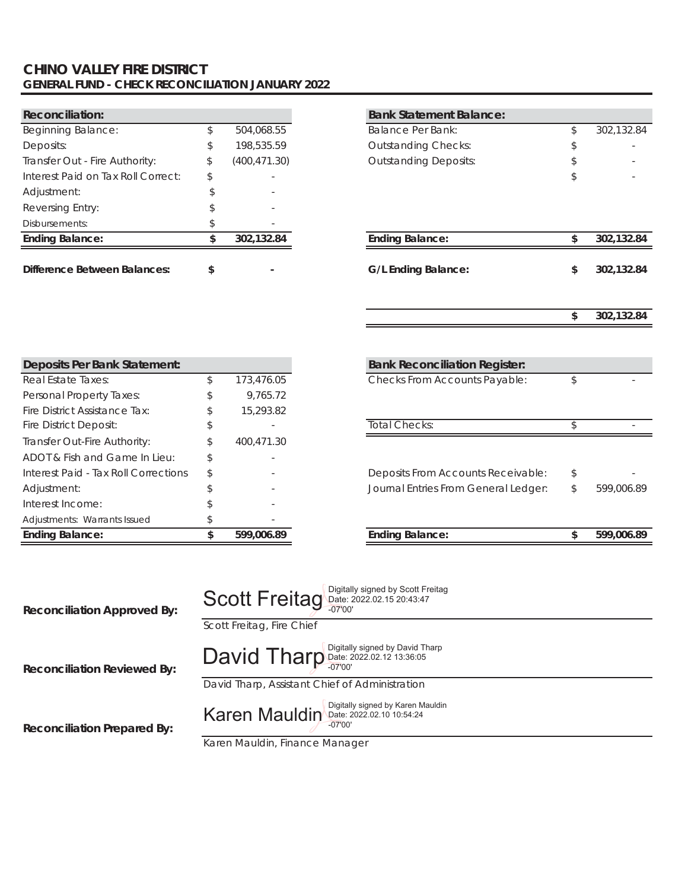# CHINO VALLEY FIRE DISTRICT

## GENERAL FUND - CHECK RECONCILIATION JANUARY 2022

| Reconciliation: | | |
|---|---|---|
| Beginning Balance: | $ | 504,068.55 |
| Deposits: | $ | 198,535.59 |
| Transfer Out - Fire Authority: | $ | (400,471.30) |
| Interest Paid on Tax Roll Correct: | $ | - |
| Adjustment: | $ | - |
| Reversing Entry: | $ | - |
| Disbursements: | $ | - |
| **Ending Balance:** | **$** | **302,132.84** |
| **Difference Between Balances:** | **$** | **-** |

| Bank Statement Balance: | | |
|---|---|---|
| Balance Per Bank: | $ | 302,132.84 |
| Outstanding Checks: | $ | - |
| Outstanding Deposits: | $ | - |
| | $ | - |
| **Ending Balance:** | **$** | **302,132.84** |
| **G/L Ending Balance:** | **$** | **302,132.84** |
| | **$** | **302,132.84** |

| Deposits Per Bank Statement: | | |
|---|---|---|
| Real Estate Taxes: | $ | 173,476.05 |
| Personal Property Taxes: | $ | 9,765.72 |
| Fire District Assistance Tax: | $ | 15,293.82 |
| Fire District Deposit: | $ | - |
| Transfer Out-Fire Authority: | $ | 400,471.30 |
| ADOT & Fish and Game In Lieu: | $ | - |
| Interest Paid - Tax Roll Corrections | $ | - |
| Adjustment: | $ | - |
| Interest Income: | $ | - |
| Adjustments: Warrants Issued | $ | - |
| **Ending Balance:** | **$** | **599,006.89** |

| Bank Reconciliation Register: | | |
|---|---|---|
| Checks From Accounts Payable: | $ | - |
| Total Checks: | $ | - |
| Deposits From Accounts Receivable: | $ | - |
| Journal Entries From General Ledger: | $ | 599,006.89 |
| **Ending Balance:** | **$** | **599,006.89** |

**Reconciliation Approved By:** Scott Freitag (Digitally signed by Scott Freitag Date: 2022.02.15 20:43:47 -07'00')
Scott Freitag, Fire Chief

**Reconciliation Reviewed By:** David Tharp (Digitally signed by David Tharp Date: 2022.02.12 13:36:05 -07'00')
David Tharp, Assistant Chief of Administration

**Reconciliation Prepared By:** Karen Mauldin (Digitally signed by Karen Mauldin Date: 2022.02.10 10:54:24 -07'00')
Karen Mauldin, Finance Manager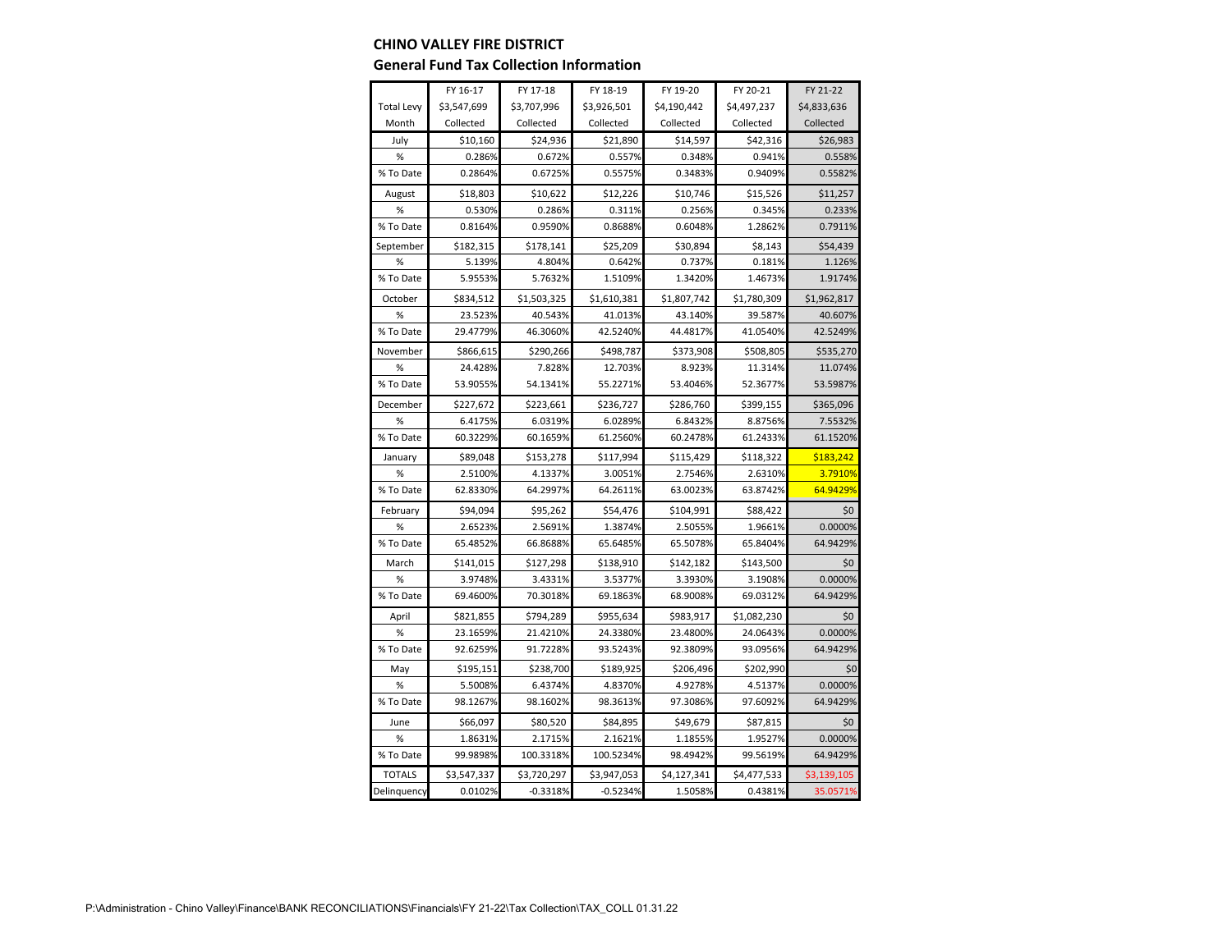**CHINO VALLEY FIRE DISTRICT**

**General Fund Tax Collection Information**

| | FY 16-17 | FY 17-18 | FY 18-19 | FY 19-20 | FY 20-21 | FY 21-22 |
|---|---|---|---|---|---|---|
| Total Levy | $3,547,699 | $3,707,996 | $3,926,501 | $4,190,442 | $4,497,237 | $4,833,636 |
| Month | Collected | Collected | Collected | Collected | Collected | Collected |
| July | $10,160 | $24,936 | $21,890 | $14,597 | $42,316 | $26,983 |
| % | 0.286% | 0.672% | 0.557% | 0.348% | 0.941% | 0.558% |
| % To Date | 0.2864% | 0.6725% | 0.5575% | 0.3483% | 0.9409% | 0.5582% |
| August | $18,803 | $10,622 | $12,226 | $10,746 | $15,526 | $11,257 |
| % | 0.530% | 0.286% | 0.311% | 0.256% | 0.345% | 0.233% |
| % To Date | 0.8164% | 0.9590% | 0.8688% | 0.6048% | 1.2862% | 0.7911% |
| September | $182,315 | $178,141 | $25,209 | $30,894 | $8,143 | $54,439 |
| % | 5.139% | 4.804% | 0.642% | 0.737% | 0.181% | 1.126% |
| % To Date | 5.9553% | 5.7632% | 1.5109% | 1.3420% | 1.4673% | 1.9174% |
| October | $834,512 | $1,503,325 | $1,610,381 | $1,807,742 | $1,780,309 | $1,962,817 |
| % | 23.523% | 40.543% | 41.013% | 43.140% | 39.587% | 40.607% |
| % To Date | 29.4779% | 46.3060% | 42.5240% | 44.4817% | 41.0540% | 42.5249% |
| November | $866,615 | $290,266 | $498,787 | $373,908 | $508,805 | $535,270 |
| % | 24.428% | 7.828% | 12.703% | 8.923% | 11.314% | 11.074% |
| % To Date | 53.9055% | 54.1341% | 55.2271% | 53.4046% | 52.3677% | 53.5987% |
| December | $227,672 | $223,661 | $236,727 | $286,760 | $399,155 | $365,096 |
| % | 6.4175% | 6.0319% | 6.0289% | 6.8432% | 8.8756% | 7.5532% |
| % To Date | 60.3229% | 60.1659% | 61.2560% | 60.2478% | 61.2433% | 61.1520% |
| January | $89,048 | $153,278 | $117,994 | $115,429 | $118,322 | $183,242 |
| % | 2.5100% | 4.1337% | 3.0051% | 2.7546% | 2.6310% | 3.7910% |
| % To Date | 62.8330% | 64.2997% | 64.2611% | 63.0023% | 63.8742% | 64.9429% |
| February | $94,094 | $95,262 | $54,476 | $104,991 | $88,422 | $0 |
| % | 2.6523% | 2.5691% | 1.3874% | 2.5055% | 1.9661% | 0.0000% |
| % To Date | 65.4852% | 66.8688% | 65.6485% | 65.5078% | 65.8404% | 64.9429% |
| March | $141,015 | $127,298 | $138,910 | $142,182 | $143,500 | $0 |
| % | 3.9748% | 3.4331% | 3.5377% | 3.3930% | 3.1908% | 0.0000% |
| % To Date | 69.4600% | 70.3018% | 69.1863% | 68.9008% | 69.0312% | 64.9429% |
| April | $821,855 | $794,289 | $955,634 | $983,917 | $1,082,230 | $0 |
| % | 23.1659% | 21.4210% | 24.3380% | 23.4800% | 24.0643% | 0.0000% |
| % To Date | 92.6259% | 91.7228% | 93.5243% | 92.3809% | 93.0956% | 64.9429% |
| May | $195,151 | $238,700 | $189,925 | $206,496 | $202,990 | $0 |
| % | 5.5008% | 6.4374% | 4.8370% | 4.9278% | 4.5137% | 0.0000% |
| % To Date | 98.1267% | 98.1602% | 98.3613% | 97.3086% | 97.6092% | 64.9429% |
| June | $66,097 | $80,520 | $84,895 | $49,679 | $87,815 | $0 |
| % | 1.8631% | 2.1715% | 2.1621% | 1.1855% | 1.9527% | 0.0000% |
| % To Date | 99.9898% | 100.3318% | 100.5234% | 98.4942% | 99.5619% | 64.9429% |
| TOTALS | $3,547,337 | $3,720,297 | $3,947,053 | $4,127,341 | $4,477,533 | $3,139,105 |
| Delinquency | 0.0102% | -0.3318% | -0.5234% | 1.5058% | 0.4381% | 35.0571% |

P:\Administration - Chino Valley\Finance\BANK RECONCILIATIONS\Financials\FY 21-22\Tax Collection\TAX_COLL 01.31.22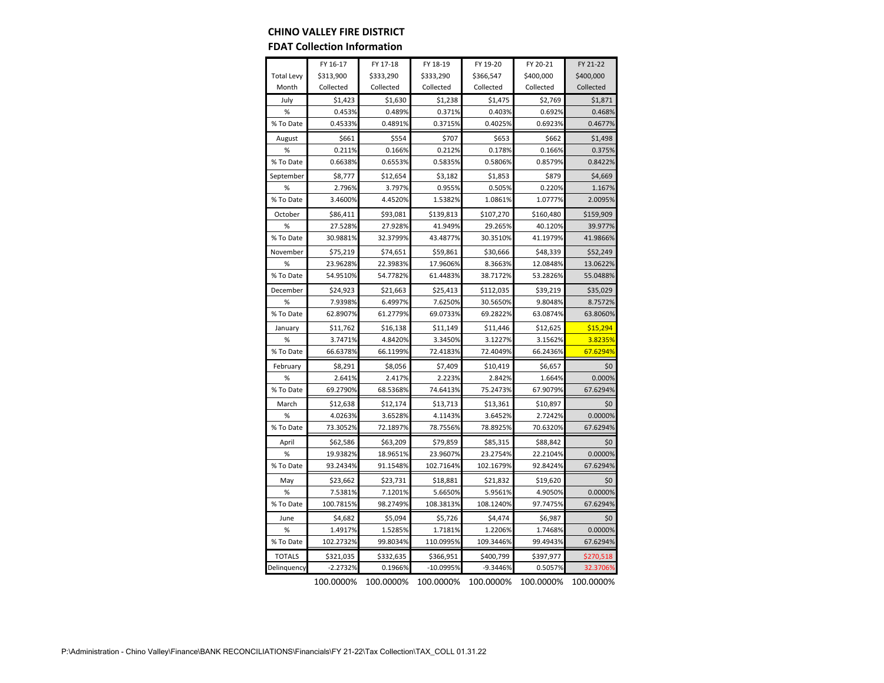**CHINO VALLEY FIRE DISTRICT**

**FDAT Collection Information**

| | FY 16-17 | FY 17-18 | FY 18-19 | FY 19-20 | FY 20-21 | FY 21-22 |
|---|---|---|---|---|---|---|
| Total Levy | $313,900 | $333,290 | $333,290 | $366,547 | $400,000 | $400,000 |
| Month | Collected | Collected | Collected | Collected | Collected | Collected |
| July | $1,423 | $1,630 | $1,238 | $1,475 | $2,769 | $1,871 |
| % | 0.453% | 0.489% | 0.371% | 0.403% | 0.692% | 0.468% |
| % To Date | 0.4533% | 0.4891% | 0.3715% | 0.4025% | 0.6923% | 0.4677% |
| August | $661 | $554 | $707 | $653 | $662 | $1,498 |
| % | 0.211% | 0.166% | 0.212% | 0.178% | 0.166% | 0.375% |
| % To Date | 0.6638% | 0.6553% | 0.5835% | 0.5806% | 0.8579% | 0.8422% |
| September | $8,777 | $12,654 | $3,182 | $1,853 | $879 | $4,669 |
| % | 2.796% | 3.797% | 0.955% | 0.505% | 0.220% | 1.167% |
| % To Date | 3.4600% | 4.4520% | 1.5382% | 1.0861% | 1.0777% | 2.0095% |
| October | $86,411 | $93,081 | $139,813 | $107,270 | $160,480 | $159,909 |
| % | 27.528% | 27.928% | 41.949% | 29.265% | 40.120% | 39.977% |
| % To Date | 30.9881% | 32.3799% | 43.4877% | 30.3510% | 41.1979% | 41.9866% |
| November | $75,219 | $74,651 | $59,861 | $30,666 | $48,339 | $52,249 |
| % | 23.9628% | 22.3983% | 17.9606% | 8.3663% | 12.0848% | 13.0622% |
| % To Date | 54.9510% | 54.7782% | 61.4483% | 38.7172% | 53.2826% | 55.0488% |
| December | $24,923 | $21,663 | $25,413 | $112,035 | $39,219 | $35,029 |
| % | 7.9398% | 6.4997% | 7.6250% | 30.5650% | 9.8048% | 8.7572% |
| % To Date | 62.8907% | 61.2779% | 69.0733% | 69.2822% | 63.0874% | 63.8060% |
| January | $11,762 | $16,138 | $11,149 | $11,446 | $12,625 | $15,294 |
| % | 3.7471% | 4.8420% | 3.3450% | 3.1227% | 3.1562% | 3.8235% |
| % To Date | 66.6378% | 66.1199% | 72.4183% | 72.4049% | 66.2436% | 67.6294% |
| February | $8,291 | $8,056 | $7,409 | $10,419 | $6,657 | $0 |
| % | 2.641% | 2.417% | 2.223% | 2.842% | 1.664% | 0.000% |
| % To Date | 69.2790% | 68.5368% | 74.6413% | 75.2473% | 67.9079% | 67.6294% |
| March | $12,638 | $12,174 | $13,713 | $13,361 | $10,897 | $0 |
| % | 4.0263% | 3.6528% | 4.1143% | 3.6452% | 2.7242% | 0.0000% |
| % To Date | 73.3052% | 72.1897% | 78.7556% | 78.8925% | 70.6320% | 67.6294% |
| April | $62,586 | $63,209 | $79,859 | $85,315 | $88,842 | $0 |
| % | 19.9382% | 18.9651% | 23.9607% | 23.2754% | 22.2104% | 0.0000% |
| % To Date | 93.2434% | 91.1548% | 102.7164% | 102.1679% | 92.8424% | 67.6294% |
| May | $23,662 | $23,731 | $18,881 | $21,832 | $19,620 | $0 |
| % | 7.5381% | 7.1201% | 5.6650% | 5.9561% | 4.9050% | 0.0000% |
| % To Date | 100.7815% | 98.2749% | 108.3813% | 108.1240% | 97.7475% | 67.6294% |
| June | $4,682 | $5,094 | $5,726 | $4,474 | $6,987 | $0 |
| % | 1.4917% | 1.5285% | 1.7181% | 1.2206% | 1.7468% | 0.0000% |
| % To Date | 102.2732% | 99.8034% | 110.0995% | 109.3446% | 99.4943% | 67.6294% |
| TOTALS | $321,035 | $332,635 | $366,951 | $400,799 | $397,977 | $270,518 |
| Delinquency | -2.2732% | 0.1966% | -10.0995% | -9.3446% | 0.5057% | 32.3706% |
| | 100.0000% | 100.0000% | 100.0000% | 100.0000% | 100.0000% | 100.0000% |

P:\Administration - Chino Valley\Finance\BANK RECONCILIATIONS\Financials\FY 21-22\Tax Collection\TAX_COLL 01.31.22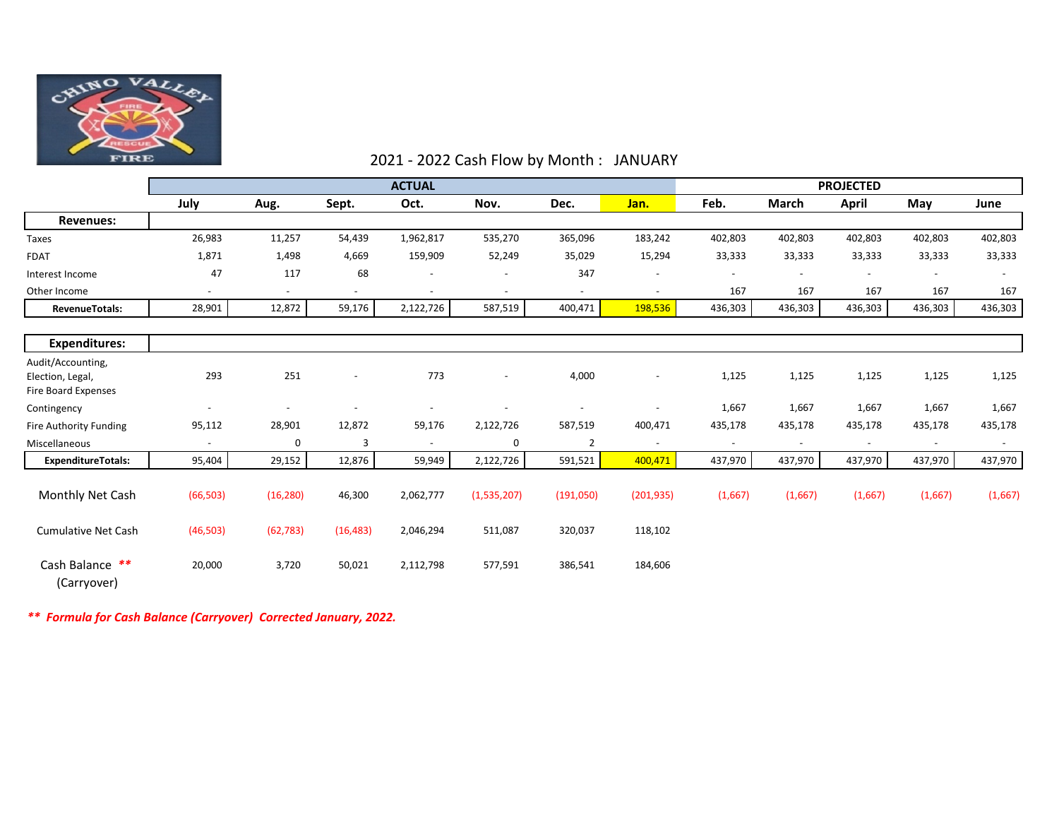## 2021 - 2022 Cash Flow by Month : JANUARY

| | ACTUAL | | | | | | | PROJECTED | | | | |
|---|---|---|---|---|---|---|---|---|---|---|---|---|
| | July | Aug. | Sept. | Oct. | Nov. | Dec. | Jan. | Feb. | March | April | May | June |
| **Revenues:** | | | | | | | | | | | | |
| Taxes | 26,983 | 11,257 | 54,439 | 1,962,817 | 535,270 | 365,096 | 183,242 | 402,803 | 402,803 | 402,803 | 402,803 | 402,803 |
| FDAT | 1,871 | 1,498 | 4,669 | 159,909 | 52,249 | 35,029 | 15,294 | 33,333 | 33,333 | 33,333 | 33,333 | 33,333 |
| Interest Income | 47 | 117 | 68 | - | - | 347 | - | - | - | - | - | - |
| Other Income | - | - | - | - | - | - | - | 167 | 167 | 167 | 167 | 167 |
| **RevenueTotals:** | 28,901 | 12,872 | 59,176 | 2,122,726 | 587,519 | 400,471 | 198,536 | 436,303 | 436,303 | 436,303 | 436,303 | 436,303 |
| **Expenditures:** | | | | | | | | | | | | |
| Audit/Accounting, Election, Legal, Fire Board Expenses | 293 | 251 | - | 773 | - | 4,000 | - | 1,125 | 1,125 | 1,125 | 1,125 | 1,125 |
| Contingency | - | - | - | - | - | - | - | 1,667 | 1,667 | 1,667 | 1,667 | 1,667 |
| Fire Authority Funding | 95,112 | 28,901 | 12,872 | 59,176 | 2,122,726 | 587,519 | 400,471 | 435,178 | 435,178 | 435,178 | 435,178 | 435,178 |
| Miscellaneous | - | 0 | 3 | - | 0 | 2 | - | - | - | - | - | - |
| **ExpenditureTotals:** | 95,404 | 29,152 | 12,876 | 59,949 | 2,122,726 | 591,521 | 400,471 | 437,970 | 437,970 | 437,970 | 437,970 | 437,970 |
| Monthly Net Cash | (66,503) | (16,280) | 46,300 | 2,062,777 | (1,535,207) | (191,050) | (201,935) | (1,667) | (1,667) | (1,667) | (1,667) | (1,667) |
| Cumulative Net Cash | (46,503) | (62,783) | (16,483) | 2,046,294 | 511,087 | 320,037 | 118,102 | | | | | |
| Cash Balance ** (Carryover) | 20,000 | 3,720 | 50,021 | 2,112,798 | 577,591 | 386,541 | 184,606 | | | | | |

***** Formula for Cash Balance (Carryover) Corrected January, 2022.***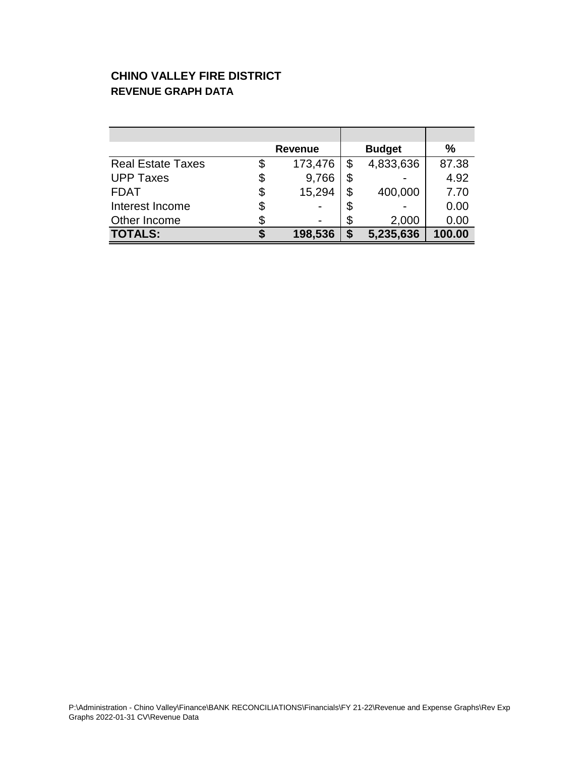# CHINO VALLEY FIRE DISTRICT

## REVENUE GRAPH DATA

| | Revenue | Budget | % |
|---|---|---|---|
| Real Estate Taxes | $ 173,476 | $ 4,833,636 | 87.38 |
| UPP Taxes | $ 9,766 | $ - | 4.92 |
| FDAT | $ 15,294 | $ 400,000 | 7.70 |
| Interest Income | $ - | $ - | 0.00 |
| Other Income | $ - | $ 2,000 | 0.00 |
| **TOTALS:** | **$ 198,536** | **$ 5,235,636** | **100.00** |

P:\Administration - Chino Valley\Finance\BANK RECONCILIATIONS\Financials\FY 21-22\Revenue and Expense Graphs\Rev Exp Graphs 2022-01-31 CV\Revenue Data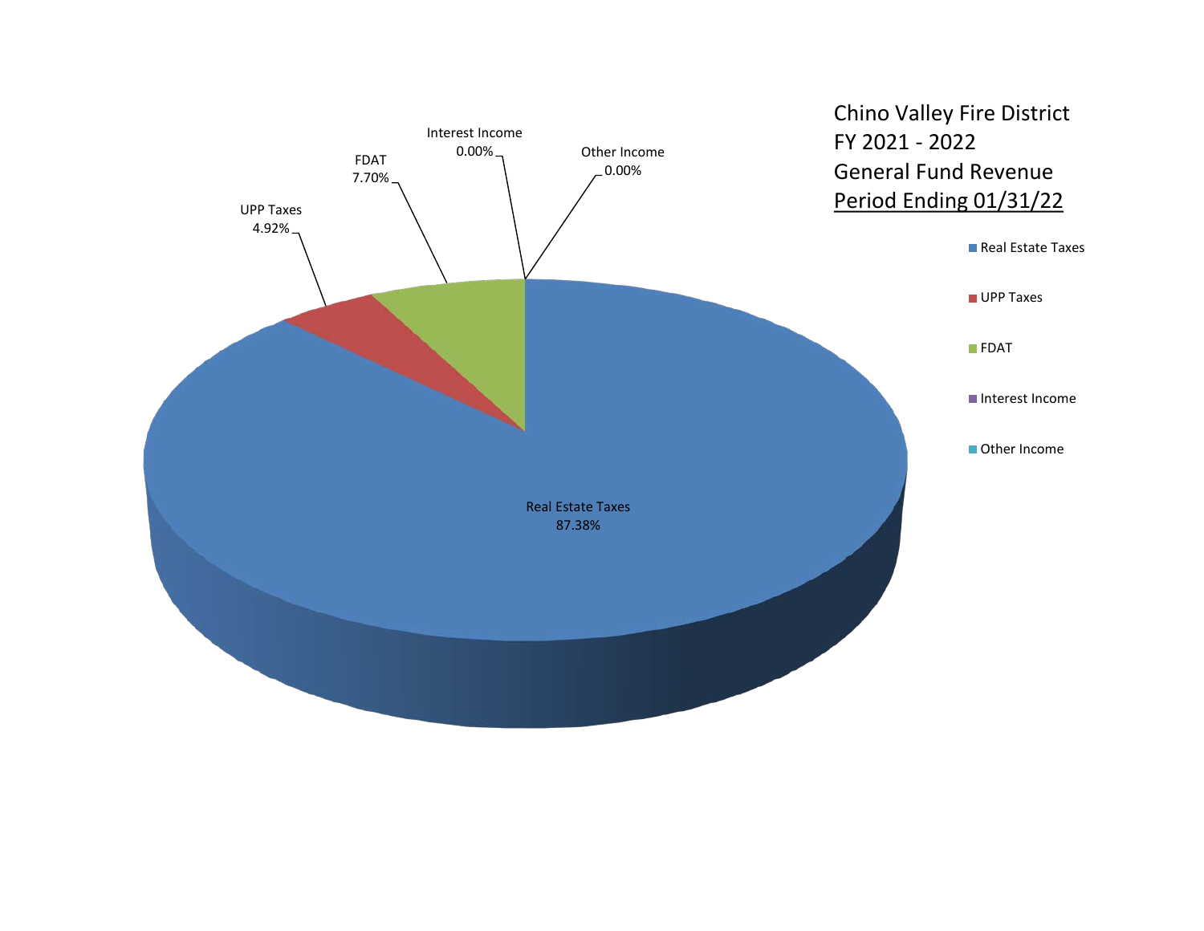# Chino Valley Fire District
# FY 2021 - 2022
# General Fund Revenue
# Period Ending 01/31/22

| Category | Percentage |
| --- | --- |
| Real Estate Taxes | 87.38% |
| UPP Taxes | 4.92% |
| FDAT | 7.70% |
| Interest Income | 0.00% |
| Other Income | 0.00% |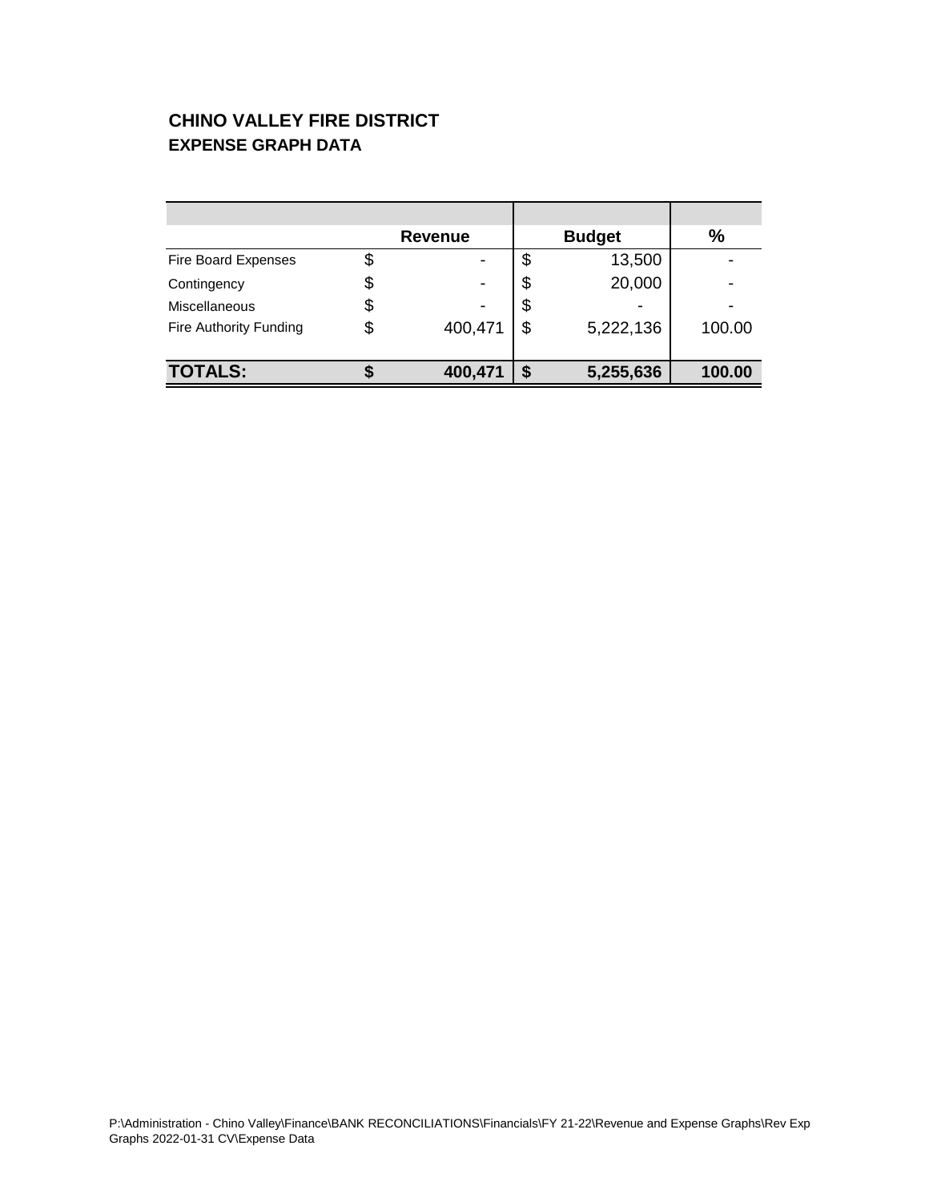**CHINO VALLEY FIRE DISTRICT**
**EXPENSE GRAPH DATA**

| | Revenue | Budget | % |
|---|---|---|---|
| Fire Board Expenses | $ - | $ 13,500 | - |
| Contingency | $ - | $ 20,000 | - |
| Miscellaneous | $ - | $ - | - |
| Fire Authority Funding | $ 400,471 | $ 5,222,136 | 100.00 |
| **TOTALS:** | **$ 400,471** | **$ 5,255,636** | **100.00** |

P:\Administration - Chino Valley\Finance\BANK RECONCILIATIONS\Financials\FY 21-22\Revenue and Expense Graphs\Rev Exp Graphs 2022-01-31 CV\Expense Data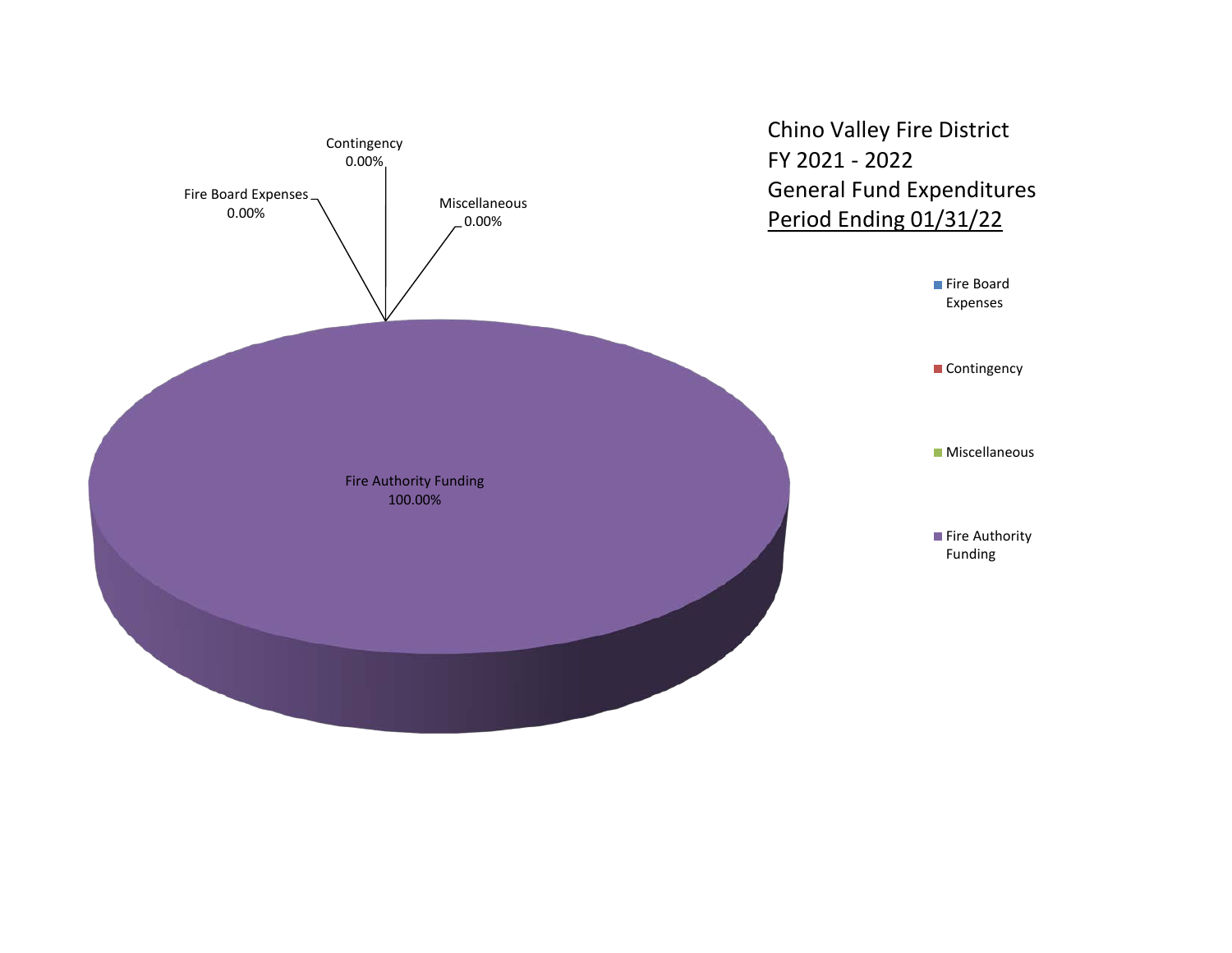Chino Valley Fire District
FY 2021 - 2022
General Fund Expenditures
Period Ending 01/31/22

Contingency
0.00%

Fire Board Expenses
0.00%

Miscellaneous
0.00%

Fire Authority Funding
100.00%

- Fire Board Expenses
- Contingency
- Miscellaneous
- Fire Authority Funding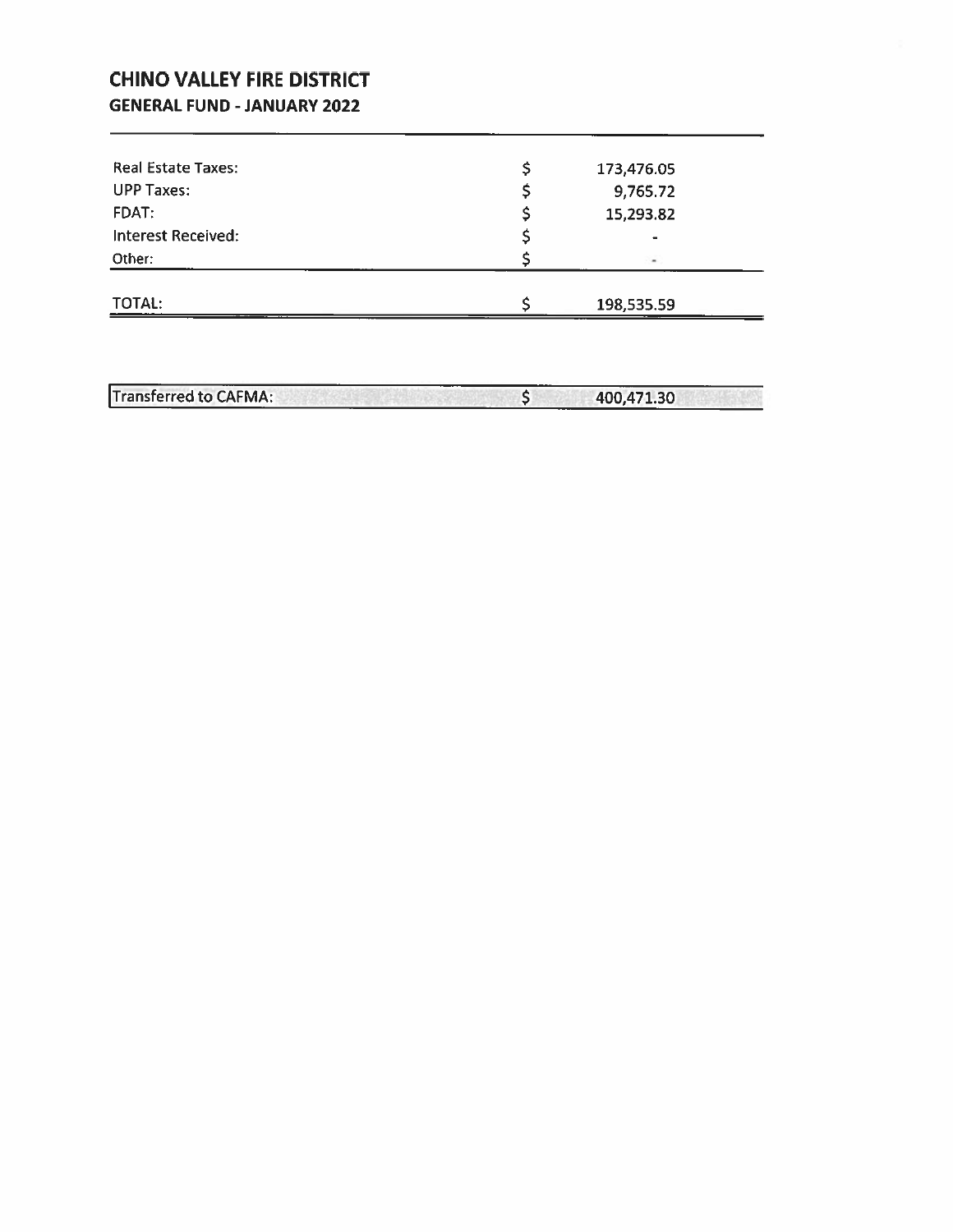# CHINO VALLEY FIRE DISTRICT

## GENERAL FUND - JANUARY 2022

| | | |
|---|---|---|
| Real Estate Taxes: | $ | 173,476.05 |
| UPP Taxes: | $ | 9,765.72 |
| FDAT: | $ | 15,293.82 |
| Interest Received: | $ | - |
| Other: | $ | - |
| TOTAL: | $ | 198,535.59 |

| | | |
|---|---|---|
| Transferred to CAFMA: | $ | 400,471.30 |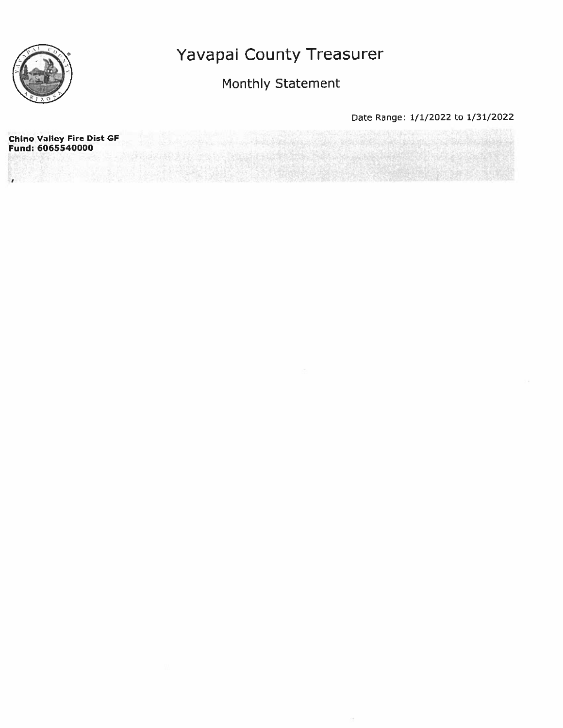# Yavapai County Treasurer

## Monthly Statement

Date Range: 1/1/2022 to 1/31/2022

**Chino Valley Fire Dist GF**
**Fund: 6065540000**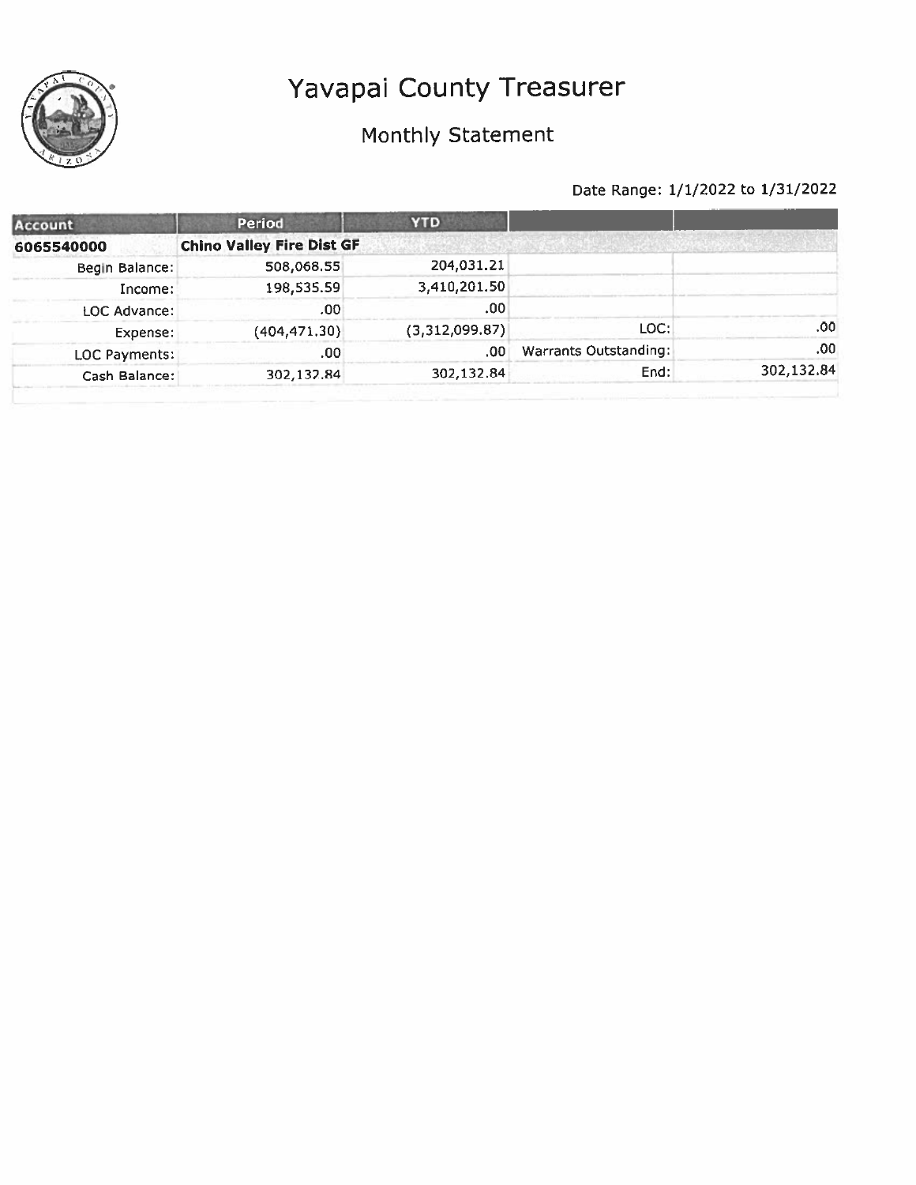# Yavapai County Treasurer

## Monthly Statement

Date Range: 1/1/2022 to 1/31/2022

| Account | Period | YTD | | |
|---|---|---|---|---|
| **6065540000** | **Chino Valley Fire Dist GF** | | | |
| Begin Balance: | 508,068.55 | 204,031.21 | | |
| Income: | 198,535.59 | 3,410,201.50 | | |
| LOC Advance: | .00 | .00 | | |
| Expense: | (404,471.30) | (3,312,099.87) | LOC: | .00 |
| LOC Payments: | .00 | .00 | Warrants Outstanding: | .00 |
| Cash Balance: | 302,132.84 | 302,132.84 | End: | 302,132.84 |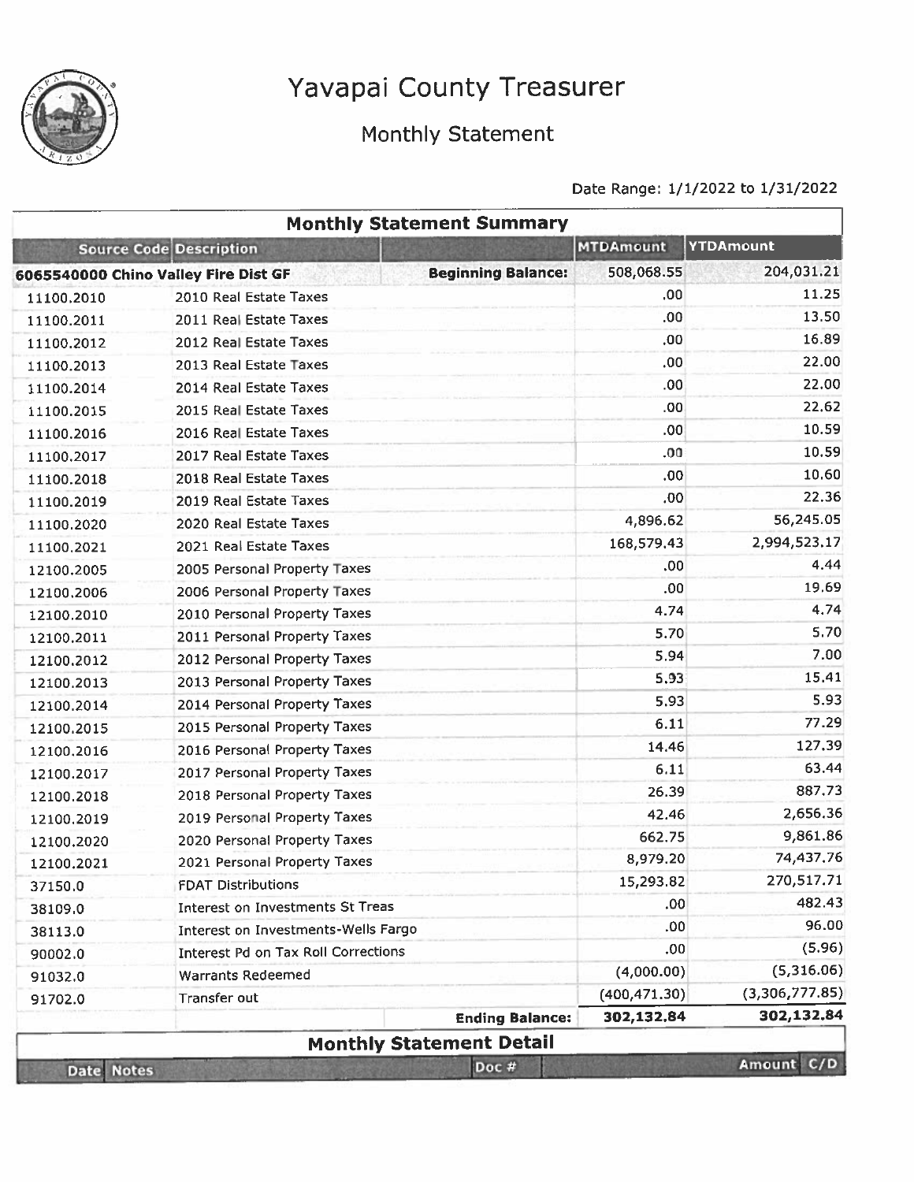# Yavapai County Treasurer

## Monthly Statement

Date Range: 1/1/2022 to 1/31/2022

| Monthly Statement Summary | | | | |
|---|---|---|---|---|
| **Source Code** | **Description** | | **MTDAmount** | **YTDAmount** |
| **6065540000 Chino Valley Fire Dist GF** | | **Beginning Balance:** | 508,068.55 | 204,031.21 |
| 11100.2010 | 2010 Real Estate Taxes | | .00 | 11.25 |
| 11100.2011 | 2011 Real Estate Taxes | | .00 | 13.50 |
| 11100.2012 | 2012 Real Estate Taxes | | .00 | 16.89 |
| 11100.2013 | 2013 Real Estate Taxes | | .00 | 22.00 |
| 11100.2014 | 2014 Real Estate Taxes | | .00 | 22.00 |
| 11100.2015 | 2015 Real Estate Taxes | | .00 | 22.62 |
| 11100.2016 | 2016 Real Estate Taxes | | .00 | 10.59 |
| 11100.2017 | 2017 Real Estate Taxes | | .00 | 10.59 |
| 11100.2018 | 2018 Real Estate Taxes | | .00 | 10.60 |
| 11100.2019 | 2019 Real Estate Taxes | | .00 | 22.36 |
| 11100.2020 | 2020 Real Estate Taxes | | 4,896.62 | 56,245.05 |
| 11100.2021 | 2021 Real Estate Taxes | | 168,579.43 | 2,994,523.17 |
| 12100.2005 | 2005 Personal Property Taxes | | .00 | 4.44 |
| 12100.2006 | 2006 Personal Property Taxes | | .00 | 19.69 |
| 12100.2010 | 2010 Personal Property Taxes | | 4.74 | 4.74 |
| 12100.2011 | 2011 Personal Property Taxes | | 5.70 | 5.70 |
| 12100.2012 | 2012 Personal Property Taxes | | 5.94 | 7.00 |
| 12100.2013 | 2013 Personal Property Taxes | | 5.93 | 15.41 |
| 12100.2014 | 2014 Personal Property Taxes | | 5.93 | 5.93 |
| 12100.2015 | 2015 Personal Property Taxes | | 6.11 | 77.29 |
| 12100.2016 | 2016 Personal Property Taxes | | 14.46 | 127.39 |
| 12100.2017 | 2017 Personal Property Taxes | | 6.11 | 63.44 |
| 12100.2018 | 2018 Personal Property Taxes | | 26.39 | 887.73 |
| 12100.2019 | 2019 Personal Property Taxes | | 42.46 | 2,656.36 |
| 12100.2020 | 2020 Personal Property Taxes | | 662.75 | 9,861.86 |
| 12100.2021 | 2021 Personal Property Taxes | | 8,979.20 | 74,437.76 |
| 37150.0 | FDAT Distributions | | 15,293.82 | 270,517.71 |
| 38109.0 | Interest on Investments St Treas | | .00 | 482.43 |
| 38113.0 | Interest on Investments-Wells Fargo | | .00 | 96.00 |
| 90002.0 | Interest Pd on Tax Roll Corrections | | .00 | (5.96) |
| 91032.0 | Warrants Redeemed | | (4,000.00) | (5,316.06) |
| 91702.0 | Transfer out | | (400,471.30) | (3,306,777.85) |
| | | **Ending Balance:** | **302,132.84** | **302,132.84** |

| Monthly Statement Detail | | | |
|---|---|---|---|
| **Date** | **Notes** | **Doc #** | **Amount C/D** |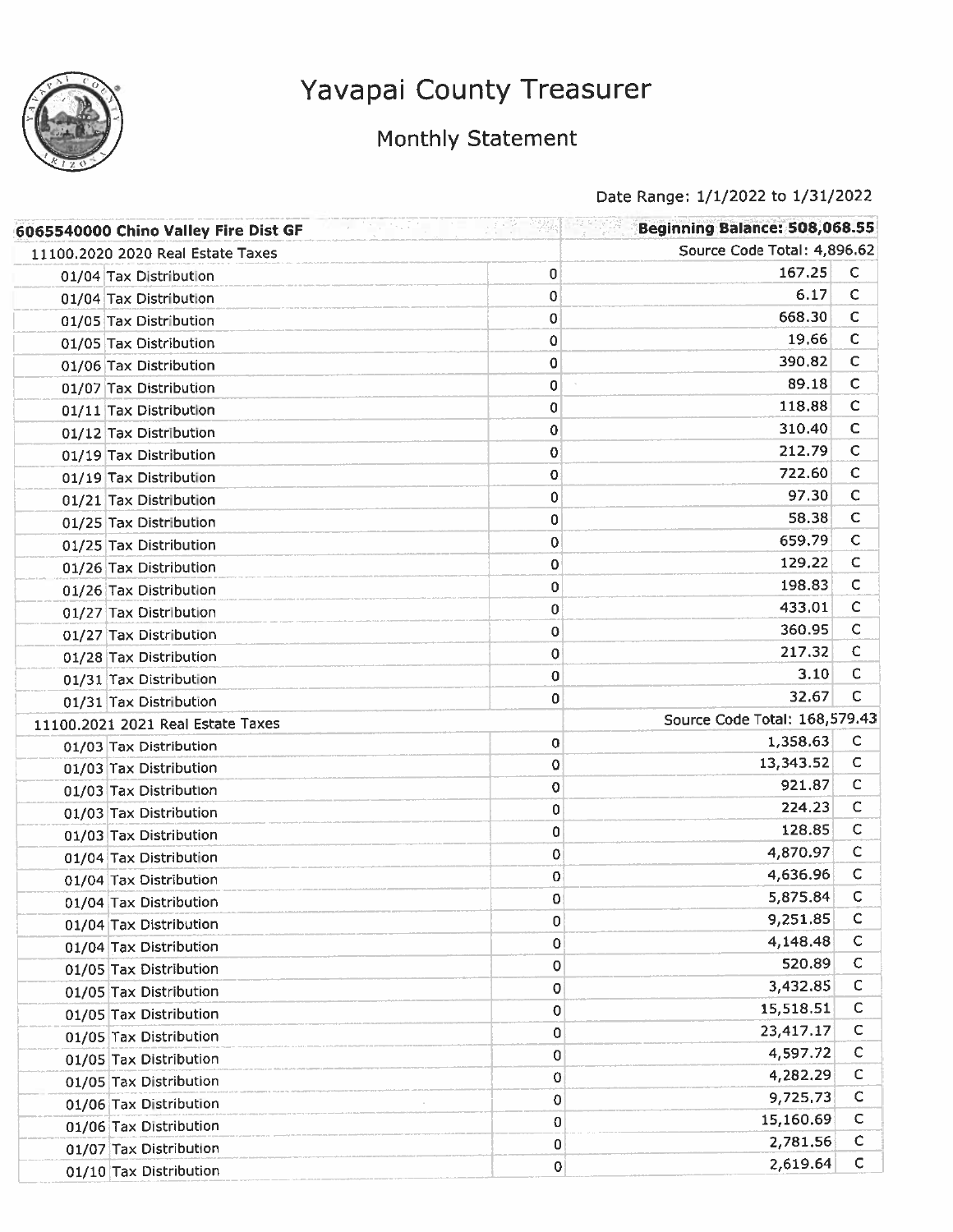# Yavapai County Treasurer

## Monthly Statement

Date Range: 1/1/2022 to 1/31/2022

| 6065540000 Chino Valley Fire Dist GF | | Beginning Balance: 508,068.55 | |
|---|---|---|---|
| 11100.2020 2020 Real Estate Taxes | | Source Code Total: 4,896.62 | |
| 01/04 Tax Distribution | 0 | 167.25 | C |
| 01/04 Tax Distribution | 0 | 6.17 | C |
| 01/05 Tax Distribution | 0 | 668.30 | C |
| 01/05 Tax Distribution | 0 | 19.66 | C |
| 01/06 Tax Distribution | 0 | 390.82 | C |
| 01/07 Tax Distribution | 0 | 89.18 | C |
| 01/11 Tax Distribution | 0 | 118.88 | C |
| 01/12 Tax Distribution | 0 | 310.40 | C |
| 01/19 Tax Distribution | 0 | 212.79 | C |
| 01/19 Tax Distribution | 0 | 722.60 | C |
| 01/21 Tax Distribution | 0 | 97.30 | C |
| 01/25 Tax Distribution | 0 | 58.38 | C |
| 01/25 Tax Distribution | 0 | 659.79 | C |
| 01/26 Tax Distribution | 0 | 129.22 | C |
| 01/26 Tax Distribution | 0 | 198.83 | C |
| 01/27 Tax Distribution | 0 | 433.01 | C |
| 01/27 Tax Distribution | 0 | 360.95 | C |
| 01/28 Tax Distribution | 0 | 217.32 | C |
| 01/31 Tax Distribution | 0 | 3.10 | C |
| 01/31 Tax Distribution | 0 | 32.67 | C |
| 11100.2021 2021 Real Estate Taxes | | Source Code Total: 168,579.43 | |
| 01/03 Tax Distribution | 0 | 1,358.63 | C |
| 01/03 Tax Distribution | 0 | 13,343.52 | C |
| 01/03 Tax Distribution | 0 | 921.87 | C |
| 01/03 Tax Distribution | 0 | 224.23 | C |
| 01/03 Tax Distribution | 0 | 128.85 | C |
| 01/04 Tax Distribution | 0 | 4,870.97 | C |
| 01/04 Tax Distribution | 0 | 4,636.96 | C |
| 01/04 Tax Distribution | 0 | 5,875.84 | C |
| 01/04 Tax Distribution | 0 | 9,251.85 | C |
| 01/04 Tax Distribution | 0 | 4,148.48 | C |
| 01/05 Tax Distribution | 0 | 520.89 | C |
| 01/05 Tax Distribution | 0 | 3,432.85 | C |
| 01/05 Tax Distribution | 0 | 15,518.51 | C |
| 01/05 Tax Distribution | 0 | 23,417.17 | C |
| 01/05 Tax Distribution | 0 | 4,597.72 | C |
| 01/05 Tax Distribution | 0 | 4,282.29 | C |
| 01/06 Tax Distribution | 0 | 9,725.73 | C |
| 01/06 Tax Distribution | 0 | 15,160.69 | C |
| 01/07 Tax Distribution | 0 | 2,781.56 | C |
| 01/10 Tax Distribution | 0 | 2,619.64 | C |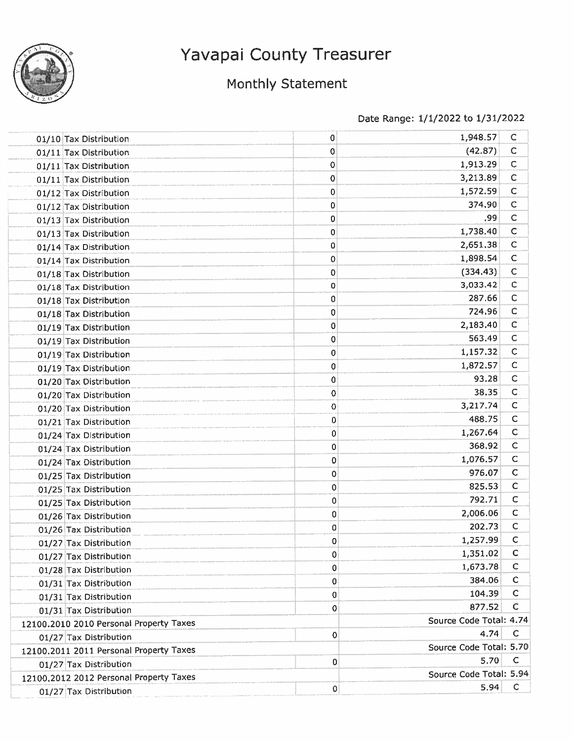# Yavapai County Treasurer

## Monthly Statement

Date Range: 1/1/2022 to 1/31/2022

| | | | |
|---|---|---|---|
| 01/10 Tax Distribution | 0 | 1,948.57 | C |
| 01/11 Tax Distribution | 0 | (42.87) | C |
| 01/11 Tax Distribution | 0 | 1,913.29 | C |
| 01/11 Tax Distribution | 0 | 3,213.89 | C |
| 01/12 Tax Distribution | 0 | 1,572.59 | C |
| 01/12 Tax Distribution | 0 | 374.90 | C |
| 01/13 Tax Distribution | 0 | .99 | C |
| 01/13 Tax Distribution | 0 | 1,738.40 | C |
| 01/14 Tax Distribution | 0 | 2,651.38 | C |
| 01/14 Tax Distribution | 0 | 1,898.54 | C |
| 01/18 Tax Distribution | 0 | (334.43) | C |
| 01/18 Tax Distribution | 0 | 3,033.42 | C |
| 01/18 Tax Distribution | 0 | 287.66 | C |
| 01/18 Tax Distribution | 0 | 724.96 | C |
| 01/19 Tax Distribution | 0 | 2,183.40 | C |
| 01/19 Tax Distribution | 0 | 563.49 | C |
| 01/19 Tax Distribution | 0 | 1,157.32 | C |
| 01/19 Tax Distribution | 0 | 1,872.57 | C |
| 01/20 Tax Distribution | 0 | 93.28 | C |
| 01/20 Tax Distribution | 0 | 38.35 | C |
| 01/20 Tax Distribution | 0 | 3,217.74 | C |
| 01/21 Tax Distribution | 0 | 488.75 | C |
| 01/24 Tax Distribution | 0 | 1,267.64 | C |
| 01/24 Tax Distribution | 0 | 368.92 | C |
| 01/24 Tax Distribution | 0 | 1,076.57 | C |
| 01/25 Tax Distribution | 0 | 976.07 | C |
| 01/25 Tax Distribution | 0 | 825.53 | C |
| 01/25 Tax Distribution | 0 | 792.71 | C |
| 01/26 Tax Distribution | 0 | 2,006.06 | C |
| 01/26 Tax Distribution | 0 | 202.73 | C |
| 01/27 Tax Distribution | 0 | 1,257.99 | C |
| 01/27 Tax Distribution | 0 | 1,351.02 | C |
| 01/28 Tax Distribution | 0 | 1,673.78 | C |
| 01/31 Tax Distribution | 0 | 384.06 | C |
| 01/31 Tax Distribution | 0 | 104.39 | C |
| 01/31 Tax Distribution | 0 | 877.52 | C |
| 12100.2010 2010 Personal Property Taxes | | Source Code Total: 4.74 | |
| 01/27 Tax Distribution | 0 | 4.74 | C |
| 12100.2011 2011 Personal Property Taxes | | Source Code Total: 5.70 | |
| 01/27 Tax Distribution | 0 | 5.70 | C |
| 12100.2012 2012 Personal Property Taxes | | Source Code Total: 5.94 | |
| 01/27 Tax Distribution | 0 | 5.94 | C |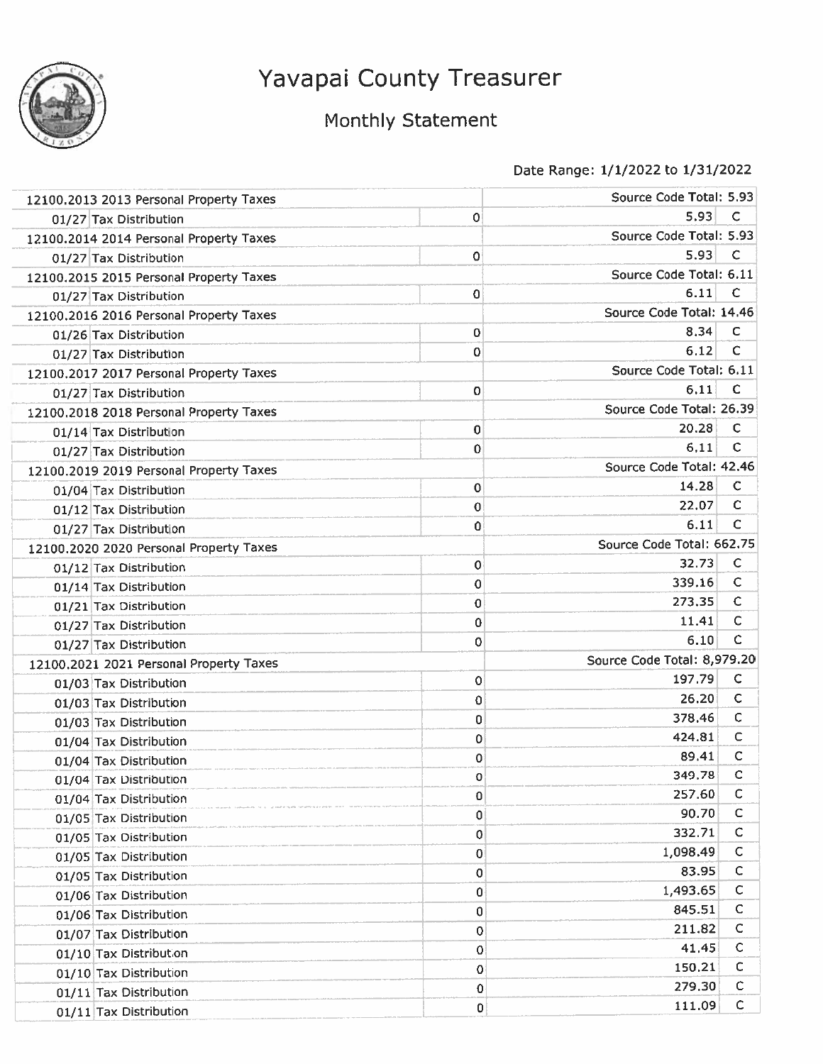# Yavapai County Treasurer

## Monthly Statement

Date Range: 1/1/2022 to 1/31/2022

| | | | | |
|---|---|---|---|---|
| 12100.2013 2013 Personal Property Taxes | | | Source Code Total: 5.93 | |
| 01/27 | Tax Distribution | 0 | 5.93 | C |
| 12100.2014 2014 Personal Property Taxes | | | Source Code Total: 5.93 | |
| 01/27 | Tax Distribution | 0 | 5.93 | C |
| 12100.2015 2015 Personal Property Taxes | | | Source Code Total: 6.11 | |
| 01/27 | Tax Distribution | 0 | 6.11 | C |
| 12100.2016 2016 Personal Property Taxes | | | Source Code Total: 14.46 | |
| 01/26 | Tax Distribution | 0 | 8.34 | C |
| 01/27 | Tax Distribution | 0 | 6.12 | C |
| 12100.2017 2017 Personal Property Taxes | | | Source Code Total: 6.11 | |
| 01/27 | Tax Distribution | 0 | 6.11 | C |
| 12100.2018 2018 Personal Property Taxes | | | Source Code Total: 26.39 | |
| 01/14 | Tax Distribution | 0 | 20.28 | C |
| 01/27 | Tax Distribution | 0 | 6.11 | C |
| 12100.2019 2019 Personal Property Taxes | | | Source Code Total: 42.46 | |
| 01/04 | Tax Distribution | 0 | 14.28 | C |
| 01/12 | Tax Distribution | 0 | 22.07 | C |
| 01/27 | Tax Distribution | 0 | 6.11 | C |
| 12100.2020 2020 Personal Property Taxes | | | Source Code Total: 662.75 | |
| 01/12 | Tax Distribution | 0 | 32.73 | C |
| 01/14 | Tax Distribution | 0 | 339.16 | C |
| 01/21 | Tax Distribution | 0 | 273.35 | C |
| 01/27 | Tax Distribution | 0 | 11.41 | C |
| 01/27 | Tax Distribution | 0 | 6.10 | C |
| 12100.2021 2021 Personal Property Taxes | | | Source Code Total: 8,979.20 | |
| 01/03 | Tax Distribution | 0 | 197.79 | C |
| 01/03 | Tax Distribution | 0 | 26.20 | C |
| 01/03 | Tax Distribution | 0 | 378.46 | C |
| 01/04 | Tax Distribution | 0 | 424.81 | C |
| 01/04 | Tax Distribution | 0 | 89.41 | C |
| 01/04 | Tax Distribution | 0 | 349.78 | C |
| 01/04 | Tax Distribution | 0 | 257.60 | C |
| 01/05 | Tax Distribution | 0 | 90.70 | C |
| 01/05 | Tax Distribution | 0 | 332.71 | C |
| 01/05 | Tax Distribution | 0 | 1,098.49 | C |
| 01/05 | Tax Distribution | 0 | 83.95 | C |
| 01/06 | Tax Distribution | 0 | 1,493.65 | C |
| 01/06 | Tax Distribution | 0 | 845.51 | C |
| 01/07 | Tax Distribution | 0 | 211.82 | C |
| 01/10 | Tax Distribution | 0 | 41.45 | C |
| 01/10 | Tax Distribution | 0 | 150.21 | C |
| 01/11 | Tax Distribution | 0 | 279.30 | C |
| 01/11 | Tax Distribution | 0 | 111.09 | C |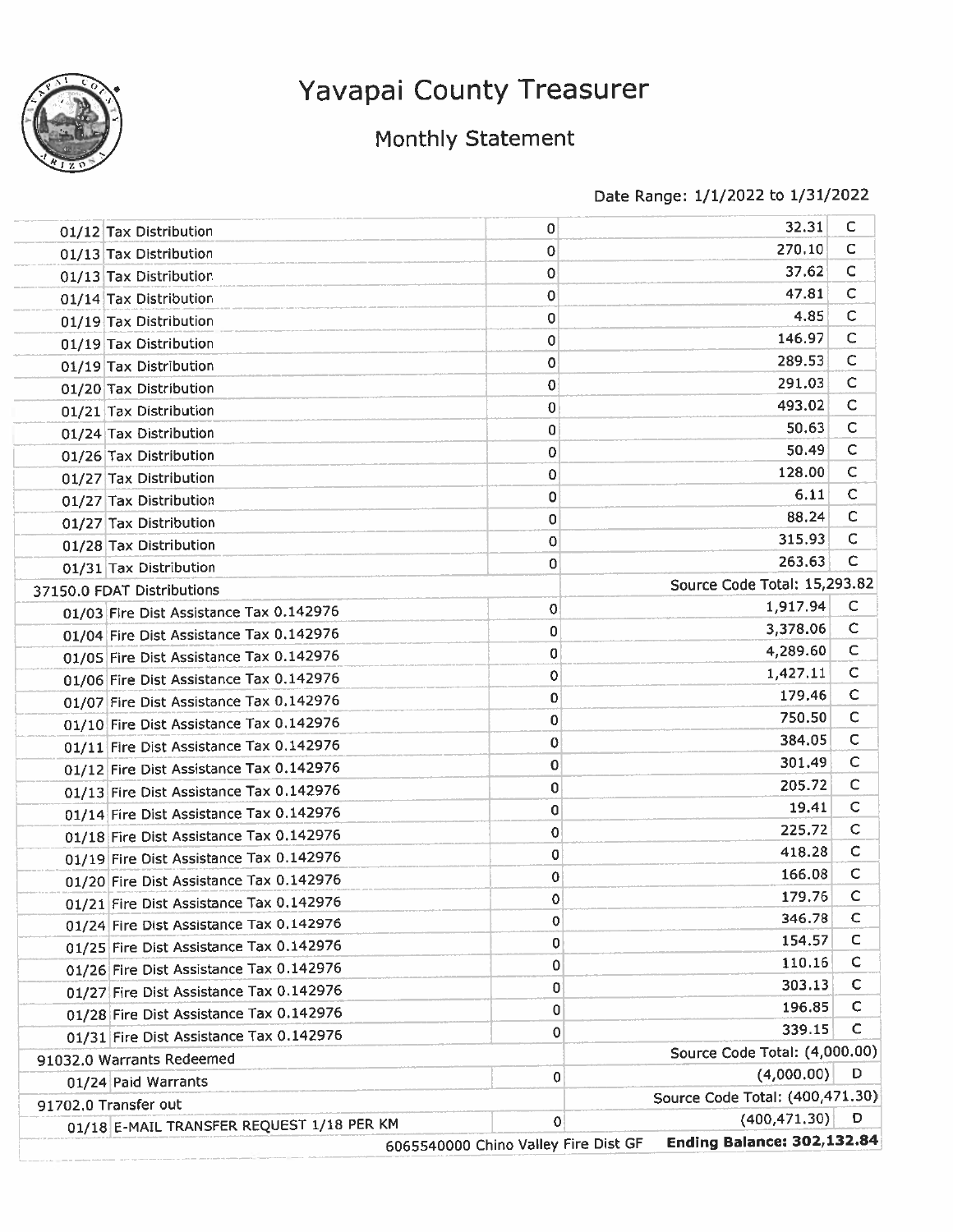# Yavapai County Treasurer

## Monthly Statement

Date Range: 1/1/2022 to 1/31/2022

| | | | | |
|---|---|---|---|---|
| 01/12 | Tax Distribution | 0 | 32.31 | C |
| 01/13 | Tax Distribution | 0 | 270.10 | C |
| 01/13 | Tax Distribution | 0 | 37.62 | C |
| 01/14 | Tax Distribution | 0 | 47.81 | C |
| 01/19 | Tax Distribution | 0 | 4.85 | C |
| 01/19 | Tax Distribution | 0 | 146.97 | C |
| 01/19 | Tax Distribution | 0 | 289.53 | C |
| 01/20 | Tax Distribution | 0 | 291.03 | C |
| 01/21 | Tax Distribution | 0 | 493.02 | C |
| 01/24 | Tax Distribution | 0 | 50.63 | C |
| 01/26 | Tax Distribution | 0 | 50.49 | C |
| 01/27 | Tax Distribution | 0 | 128.00 | C |
| 01/27 | Tax Distribution | 0 | 6.11 | C |
| 01/27 | Tax Distribution | 0 | 88.24 | C |
| 01/28 | Tax Distribution | 0 | 315.93 | C |
| 01/31 | Tax Distribution | 0 | 263.63 | C |
| 37150.0 FDAT Distributions | | | Source Code Total: 15,293.82 | |
| 01/03 | Fire Dist Assistance Tax 0.142976 | 0 | 1,917.94 | C |
| 01/04 | Fire Dist Assistance Tax 0.142976 | 0 | 3,378.06 | C |
| 01/05 | Fire Dist Assistance Tax 0.142976 | 0 | 4,289.60 | C |
| 01/06 | Fire Dist Assistance Tax 0.142976 | 0 | 1,427.11 | C |
| 01/07 | Fire Dist Assistance Tax 0.142976 | 0 | 179.46 | C |
| 01/10 | Fire Dist Assistance Tax 0.142976 | 0 | 750.50 | C |
| 01/11 | Fire Dist Assistance Tax 0.142976 | 0 | 384.05 | C |
| 01/12 | Fire Dist Assistance Tax 0.142976 | 0 | 301.49 | C |
| 01/13 | Fire Dist Assistance Tax 0.142976 | 0 | 205.72 | C |
| 01/14 | Fire Dist Assistance Tax 0.142976 | 0 | 19.41 | C |
| 01/18 | Fire Dist Assistance Tax 0.142976 | 0 | 225.72 | C |
| 01/19 | Fire Dist Assistance Tax 0.142976 | 0 | 418.28 | C |
| 01/20 | Fire Dist Assistance Tax 0.142976 | 0 | 166.08 | C |
| 01/21 | Fire Dist Assistance Tax 0.142976 | 0 | 179.76 | C |
| 01/24 | Fire Dist Assistance Tax 0.142976 | 0 | 346.78 | C |
| 01/25 | Fire Dist Assistance Tax 0.142976 | 0 | 154.57 | C |
| 01/26 | Fire Dist Assistance Tax 0.142976 | 0 | 110.16 | C |
| 01/27 | Fire Dist Assistance Tax 0.142976 | 0 | 303.13 | C |
| 01/28 | Fire Dist Assistance Tax 0.142976 | 0 | 196.85 | C |
| 01/31 | Fire Dist Assistance Tax 0.142976 | 0 | 339.15 | C |
| 91032.0 Warrants Redeemed | | | Source Code Total: (4,000.00) | |
| 01/24 | Paid Warrants | 0 | (4,000.00) | D |
| 91702.0 Transfer out | | | Source Code Total: (400,471.30) | |
| 01/18 | E-MAIL TRANSFER REQUEST 1/18 PER KM | 0 | (400,471.30) | D |
| | | 6065540000 Chino Valley Fire Dist GF | **Ending Balance: 302,132.84** | |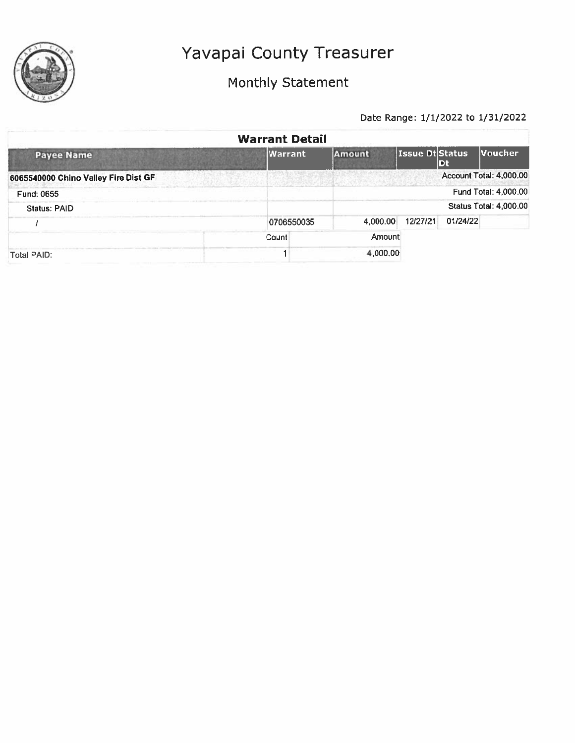# Yavapai County Treasurer

## Monthly Statement

Date Range: 1/1/2022 to 1/31/2022

### Warrant Detail

| Payee Name | Warrant | Amount | Issue Dt | Status Dt | Voucher |
|---|---|---|---|---|---|
| **6065540000 Chino Valley Fire Dist GF** | | | | | Account Total: 4,000.00 |
| Fund: 0655 | | | | | Fund Total: 4,000.00 |
| Status: PAID | | | | | Status Total: 4,000.00 |
| / | 0706550035 | 4,000.00 | 12/27/21 | 01/24/22 | |

| | Count | Amount |
|---|---|---|
| Total PAID: | 1 | 4,000.00 |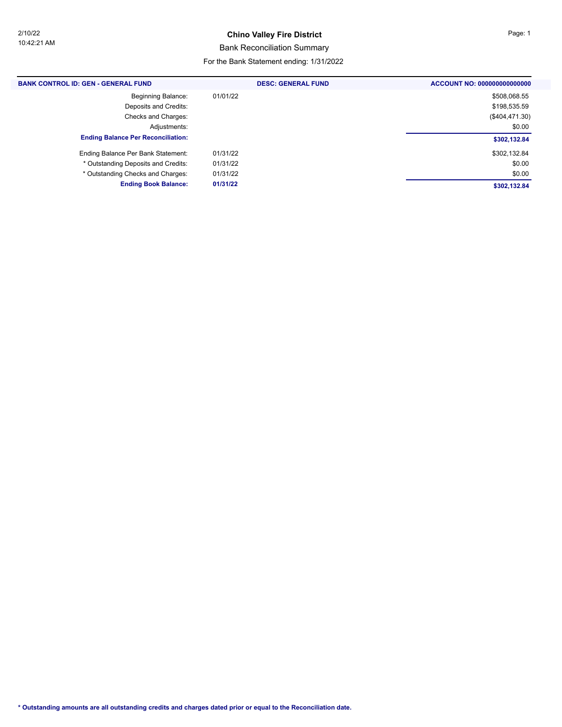2/10/22
10:42:21 AM

# Chino Valley Fire District

## Bank Reconciliation Summary

For the Bank Statement ending: 1/31/2022

| BANK CONTROL ID: GEN - GENERAL FUND | | DESC: GENERAL FUND | ACCOUNT NO: 000000000000000 |
|---|---|---|---|
| Beginning Balance: | 01/01/22 | | $508,068.55 |
| Deposits and Credits: | | | $198,535.59 |
| Checks and Charges: | | | ($404,471.30) |
| Adjustments: | | | $0.00 |
| **Ending Balance Per Reconciliation:** | | | **$302,132.84** |
| Ending Balance Per Bank Statement: | 01/31/22 | | $302,132.84 |
| * Outstanding Deposits and Credits: | 01/31/22 | | $0.00 |
| * Outstanding Checks and Charges: | 01/31/22 | | $0.00 |
| **Ending Book Balance:** | **01/31/22** | | **$302,132.84** |

**\* Outstanding amounts are all outstanding credits and charges dated prior or equal to the Reconciliation date.**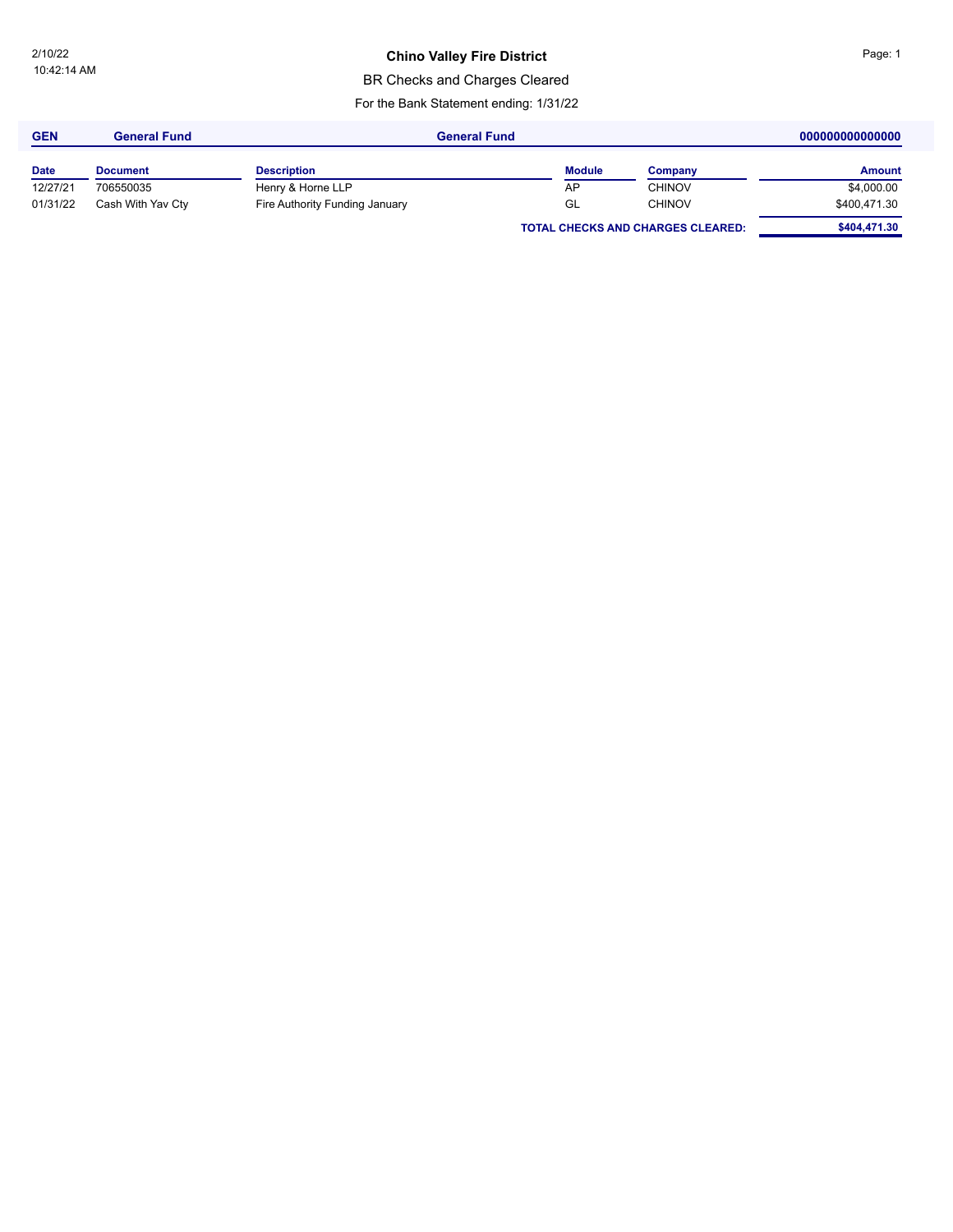# Chino Valley Fire District

## BR Checks and Charges Cleared

For the Bank Statement ending: 1/31/22

| GEN | General Fund | General Fund | | | 000000000000000 |
|---|---|---|---|---|---|
| **Date** | **Document** | **Description** | **Module** | **Company** | **Amount** |
| 12/27/21 | 706550035 | Henry & Horne LLP | AP | CHINOV | $4,000.00 |
| 01/31/22 | Cash With Yav Cty | Fire Authority Funding January | GL | CHINOV | $400,471.30 |
| | | | **TOTAL CHECKS AND CHARGES CLEARED:** | | **$404,471.30** |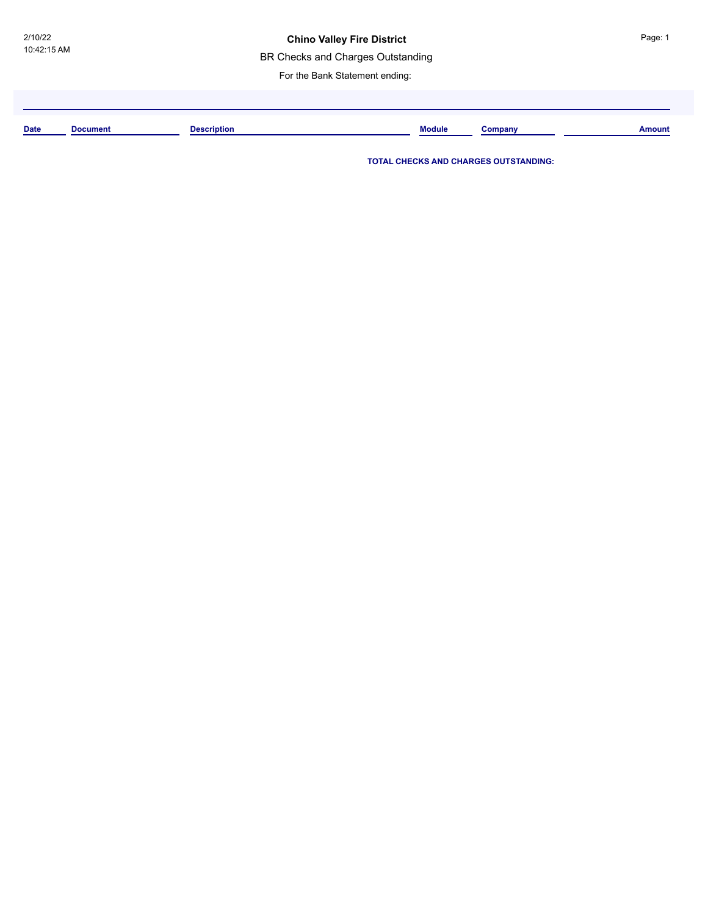2/10/22
10:42:15 AM

# Chino Valley Fire District

BR Checks and Charges Outstanding

For the Bank Statement ending:

| Date | Document | Description | Module | Company | Amount |
|---|---|---|---|---|---|

**TOTAL CHECKS AND CHARGES OUTSTANDING:**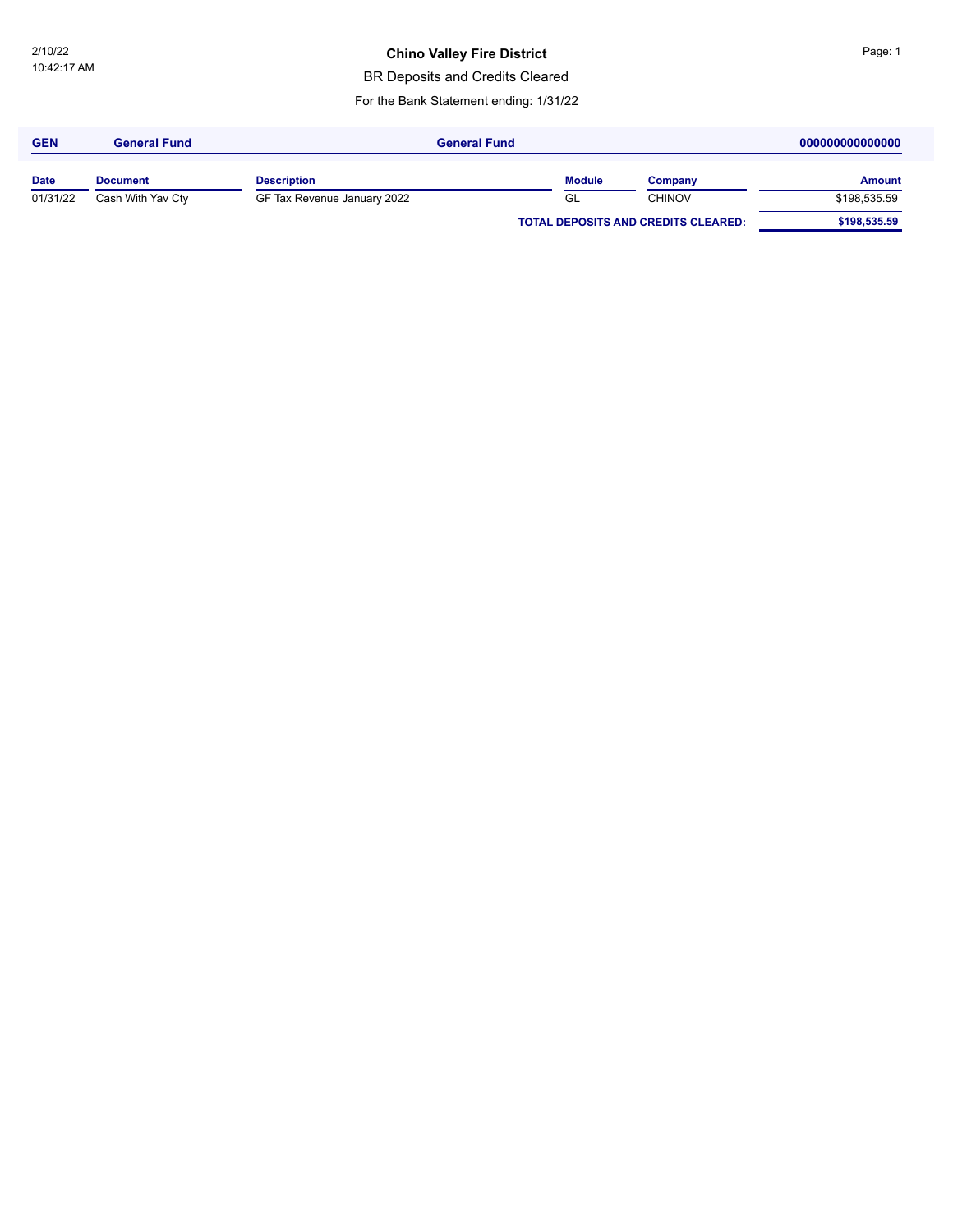2/10/22
10:42:17 AM

**Chino Valley Fire District**

BR Deposits and Credits Cleared

For the Bank Statement ending: 1/31/22

| **GEN** | **General Fund** | **General Fund** | | | **000000000000000** |
|---|---|---|---|---|---|
| **Date** | **Document** | **Description** | **Module** | **Company** | **Amount** |
| 01/31/22 | Cash With Yav Cty | GF Tax Revenue January 2022 | GL | CHINOV | $198,535.59 |
| | | | **TOTAL DEPOSITS AND CREDITS CLEARED:** | | **$198,535.59** |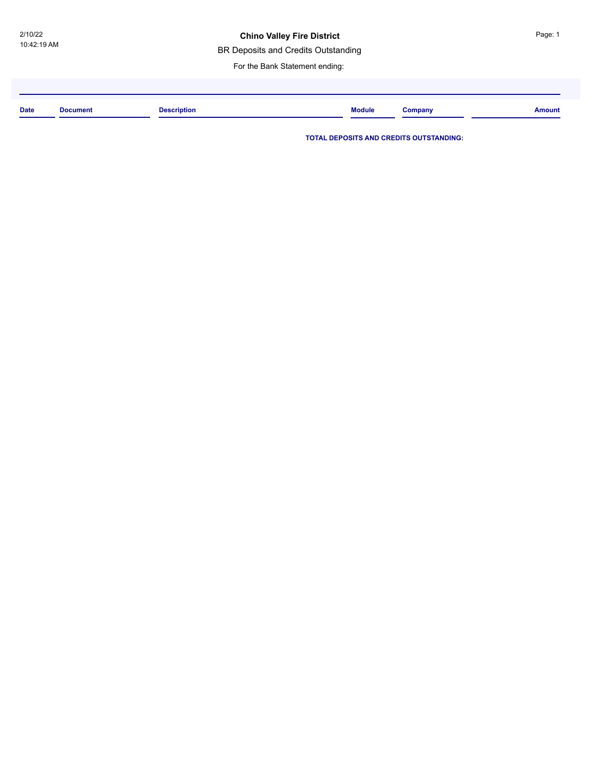2/10/22
10:42:19 AM

# Chino Valley Fire District

BR Deposits and Credits Outstanding

For the Bank Statement ending:

| Date | Document | Description | Module | Company | Amount |
|---|---|---|---|---|---|

**TOTAL DEPOSITS AND CREDITS OUTSTANDING:**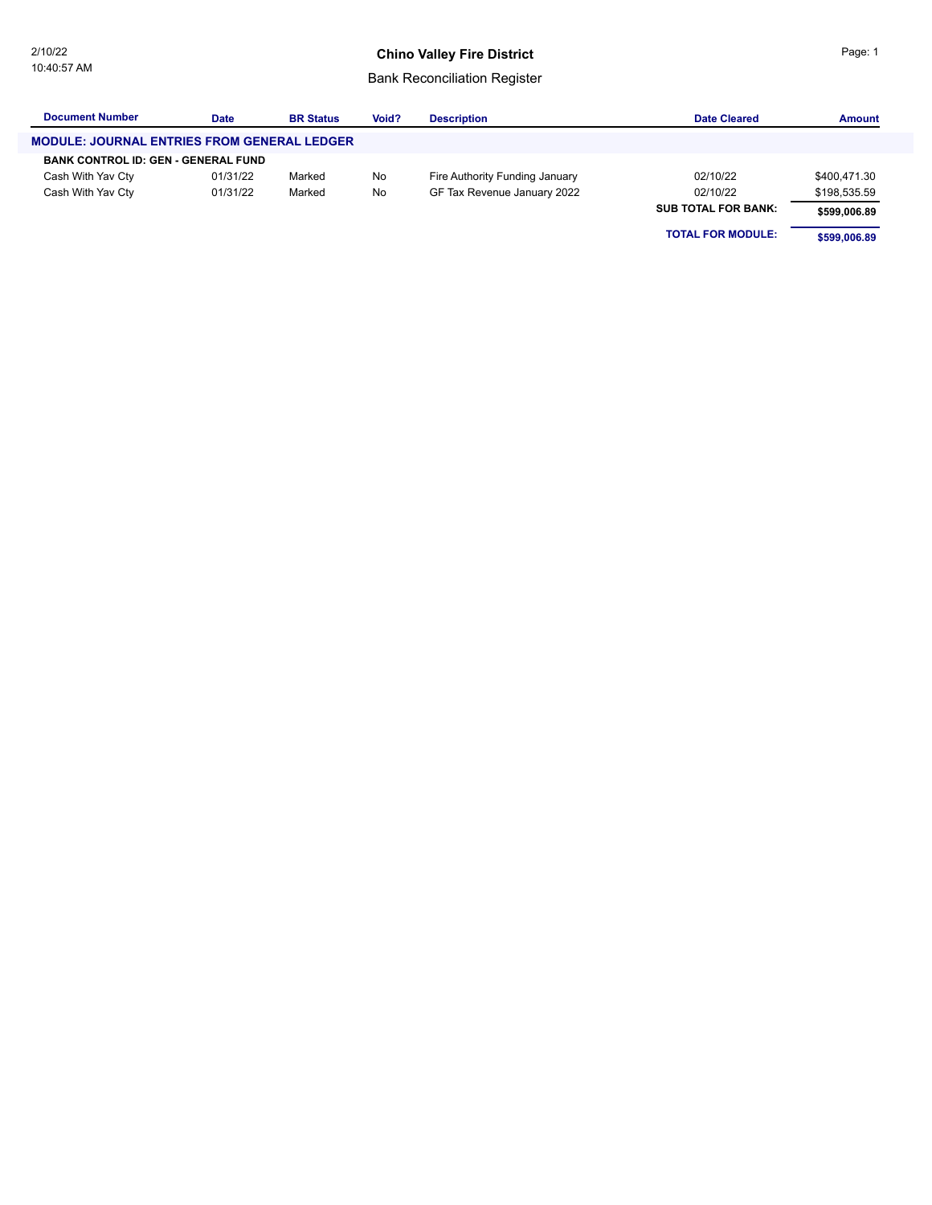2/10/22
10:40:57 AM

# Chino Valley Fire District

## Bank Reconciliation Register

| Document Number | Date | BR Status | Void? | Description | Date Cleared | Amount |
|---|---|---|---|---|---|---|
| **MODULE: JOURNAL ENTRIES FROM GENERAL LEDGER** | | | | | | |
| **BANK CONTROL ID: GEN - GENERAL FUND** | | | | | | |
| Cash With Yav Cty | 01/31/22 | Marked | No | Fire Authority Funding January | 02/10/22 | $400,471.30 |
| Cash With Yav Cty | 01/31/22 | Marked | No | GF Tax Revenue January 2022 | 02/10/22 | $198,535.59 |
| | | | | | **SUB TOTAL FOR BANK:** | **$599,006.89** |
| | | | | | **TOTAL FOR MODULE:** | **$599,006.89** |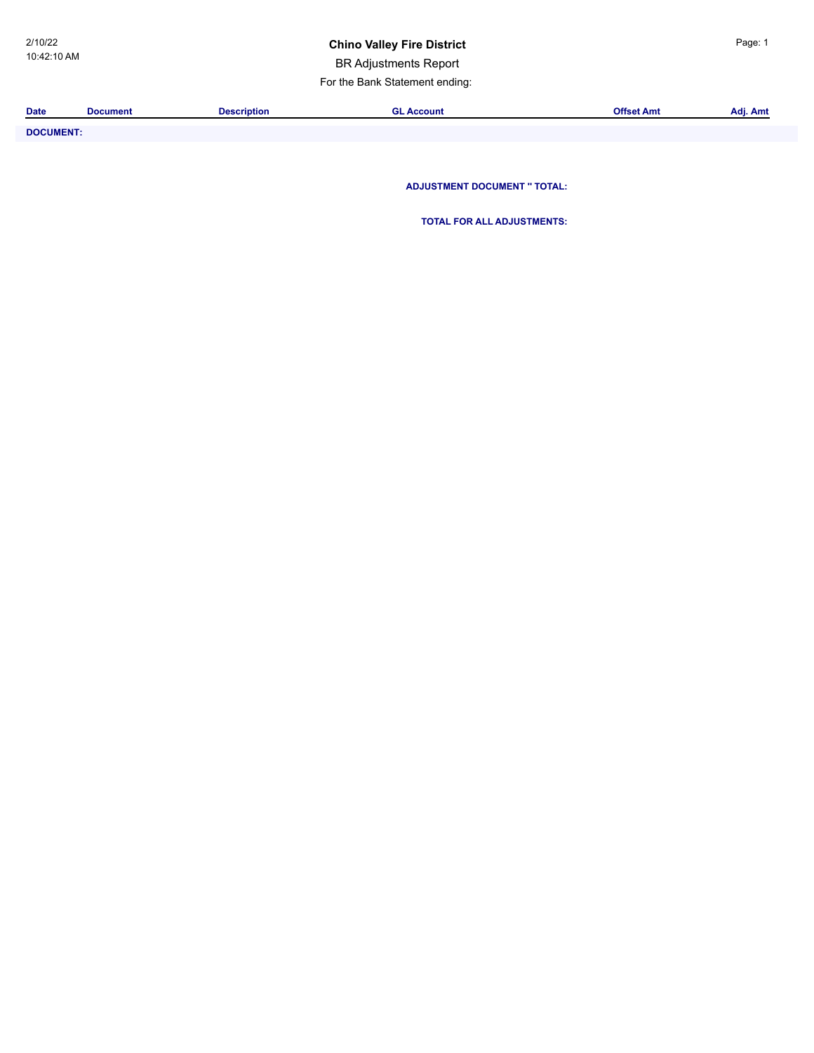# Chino Valley Fire District

BR Adjustments Report

For the Bank Statement ending:

2/10/22
10:42:10 AM

| Date | Document | Description | GL Account | Offset Amt | Adj. Amt |
|---|---|---|---|---|---|
| **DOCUMENT:** | | | | | |

**ADJUSTMENT DOCUMENT '' TOTAL:**

**TOTAL FOR ALL ADJUSTMENTS:**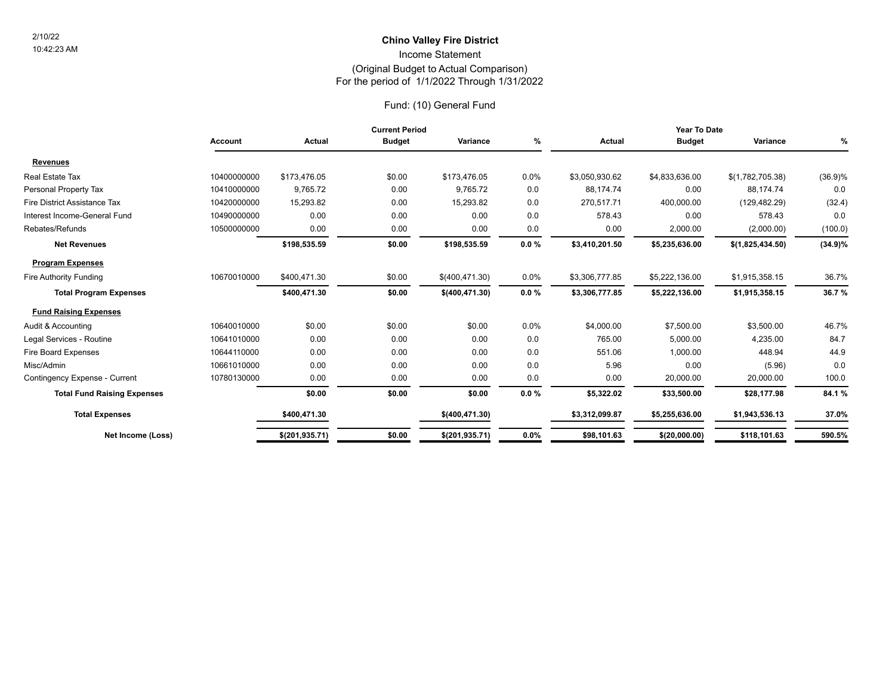2/10/22
10:42:23 AM

# Chino Valley Fire District

## Income Statement

(Original Budget to Actual Comparison)
For the period of 1/1/2022 Through 1/31/2022

### Fund: (10) General Fund

| | Account | Current Period | | | | Year To Date | | | |
|---|---|---|---|---|---|---|---|---|---|
| | | Actual | Budget | Variance | % | Actual | Budget | Variance | % |
| **Revenues** | | | | | | | | | |
| Real Estate Tax | 10400000000 | $173,476.05 | $0.00 | $173,476.05 | 0.0% | $3,050,930.62 | $4,833,636.00 | $(1,782,705.38) | (36.9)% |
| Personal Property Tax | 10410000000 | 9,765.72 | 0.00 | 9,765.72 | 0.0 | 88,174.74 | 0.00 | 88,174.74 | 0.0 |
| Fire District Assistance Tax | 10420000000 | 15,293.82 | 0.00 | 15,293.82 | 0.0 | 270,517.71 | 400,000.00 | (129,482.29) | (32.4) |
| Interest Income-General Fund | 10490000000 | 0.00 | 0.00 | 0.00 | 0.0 | 578.43 | 0.00 | 578.43 | 0.0 |
| Rebates/Refunds | 10500000000 | 0.00 | 0.00 | 0.00 | 0.0 | 0.00 | 2,000.00 | (2,000.00) | (100.0) |
| **Net Revenues** | | **$198,535.59** | **$0.00** | **$198,535.59** | **0.0 %** | **$3,410,201.50** | **$5,235,636.00** | **$(1,825,434.50)** | **(34.9)%** |
| **Program Expenses** | | | | | | | | | |
| Fire Authority Funding | 10670010000 | $400,471.30 | $0.00 | $(400,471.30) | 0.0% | $3,306,777.85 | $5,222,136.00 | $1,915,358.15 | 36.7% |
| **Total Program Expenses** | | **$400,471.30** | **$0.00** | **$(400,471.30)** | **0.0 %** | **$3,306,777.85** | **$5,222,136.00** | **$1,915,358.15** | **36.7 %** |
| **Fund Raising Expenses** | | | | | | | | | |
| Audit & Accounting | 10640010000 | $0.00 | $0.00 | $0.00 | 0.0% | $4,000.00 | $7,500.00 | $3,500.00 | 46.7% |
| Legal Services - Routine | 10641010000 | 0.00 | 0.00 | 0.00 | 0.0 | 765.00 | 5,000.00 | 4,235.00 | 84.7 |
| Fire Board Expenses | 10644110000 | 0.00 | 0.00 | 0.00 | 0.0 | 551.06 | 1,000.00 | 448.94 | 44.9 |
| Misc/Admin | 10661010000 | 0.00 | 0.00 | 0.00 | 0.0 | 5.96 | 0.00 | (5.96) | 0.0 |
| Contingency Expense - Current | 10780130000 | 0.00 | 0.00 | 0.00 | 0.0 | 0.00 | 20,000.00 | 20,000.00 | 100.0 |
| **Total Fund Raising Expenses** | | **$0.00** | **$0.00** | **$0.00** | **0.0 %** | **$5,322.02** | **$33,500.00** | **$28,177.98** | **84.1 %** |
| **Total Expenses** | | **$400,471.30** | | **$(400,471.30)** | | **$3,312,099.87** | **$5,255,636.00** | **$1,943,536.13** | **37.0%** |
| **Net Income (Loss)** | | **$(201,935.71)** | **$0.00** | **$(201,935.71)** | **0.0%** | **$98,101.63** | **$(20,000.00)** | **$118,101.63** | **590.5%** |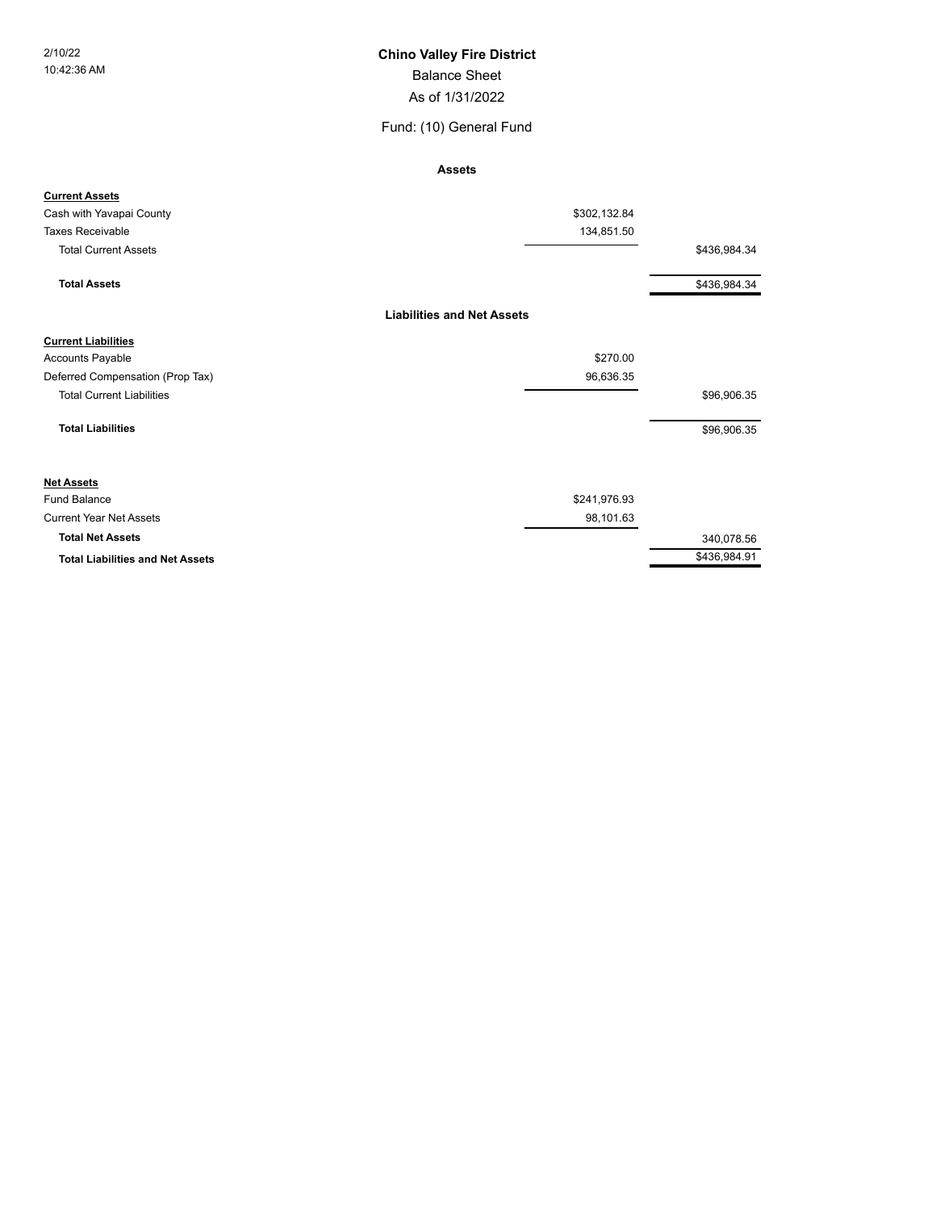2/10/22
10:42:36 AM

# Chino Valley Fire District

## Balance Sheet

### As of 1/31/2022

### Fund: (10) General Fund

**Assets**

| | | |
|---|---|---|
| **Current Assets** | | |
| Cash with Yavapai County | $302,132.84 | |
| Taxes Receivable | 134,851.50 | |
| Total Current Assets | | $436,984.34 |
| **Total Assets** | | $436,984.34 |

**Liabilities and Net Assets**

| | | |
|---|---|---|
| **Current Liabilities** | | |
| Accounts Payable | $270.00 | |
| Deferred Compensation (Prop Tax) | 96,636.35 | |
| Total Current Liabilities | | $96,906.35 |
| **Total Liabilities** | | $96,906.35 |
| **Net Assets** | | |
| Fund Balance | $241,976.93 | |
| Current Year Net Assets | 98,101.63 | |
| **Total Net Assets** | | 340,078.56 |
| **Total Liabilities and Net Assets** | | $436,984.91 |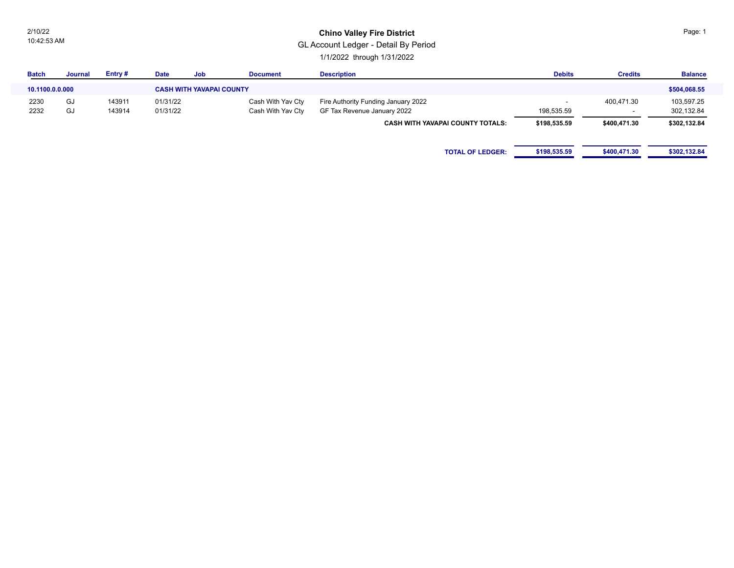2/10/22
10:42:53 AM

# Chino Valley Fire District

## GL Account Ledger - Detail By Period

1/1/2022 through 1/31/2022

| Batch | Journal | Entry # | Date | Job | Document | Description | Debits | Credits | Balance |
|---|---|---|---|---|---|---|---|---|---|
| **10.1100.0.0.000** | | | **CASH WITH YAVAPAI COUNTY** | | | | | | **$504,068.55** |
| 2230 | GJ | 143911 | 01/31/22 | | Cash With Yav Cty | Fire Authority Funding January 2022 | - | 400,471.30 | 103,597.25 |
| 2232 | GJ | 143914 | 01/31/22 | | Cash With Yav Cty | GF Tax Revenue January 2022 | 198,535.59 | - | 302,132.84 |
| | | | | | | **CASH WITH YAVAPAI COUNTY TOTALS:** | **$198,535.59** | **$400,471.30** | **$302,132.84** |
| | | | | | | **TOTAL OF LEDGER:** | **$198,535.59** | **$400,471.30** | **$302,132.84** |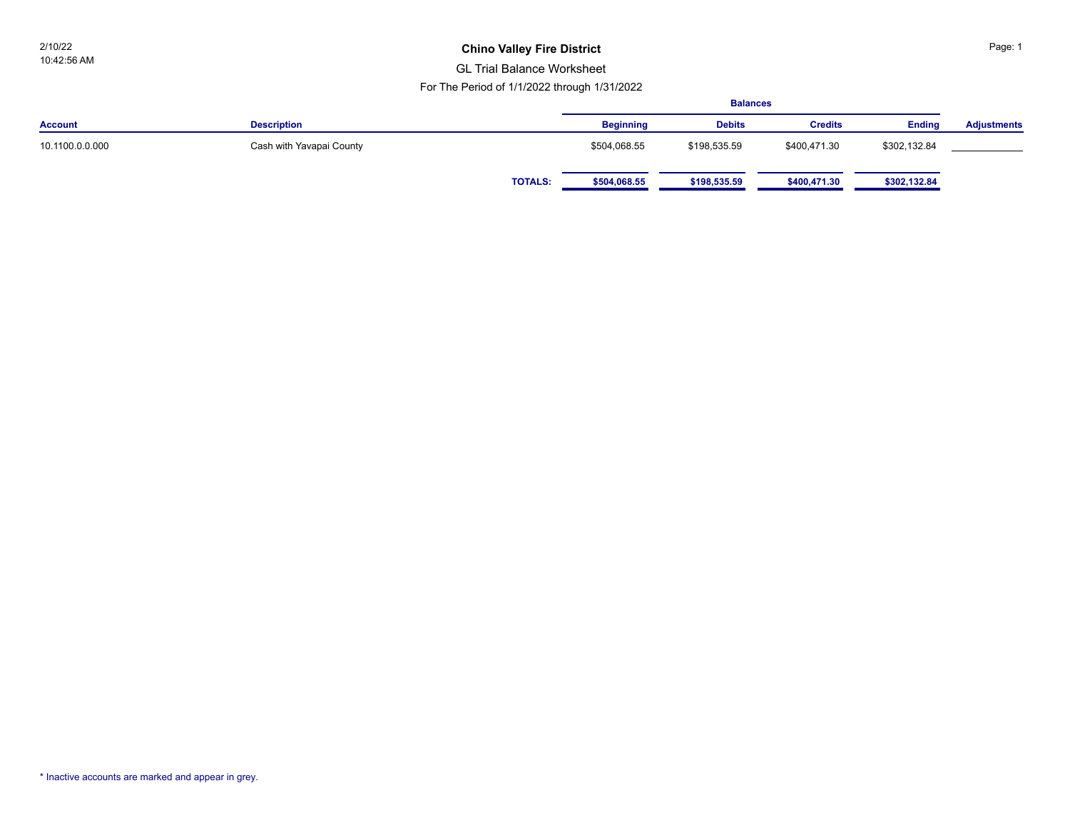**Chino Valley Fire District**

GL Trial Balance Worksheet

For The Period of 1/1/2022 through 1/31/2022

2/10/22
10:42:56 AM

| | | | Balances | | | |
|---|---|---|---|---|---|---|
| **Account** | **Description** | **Beginning** | **Debits** | **Credits** | **Ending** | **Adjustments** |
| 10.1100.0.0.000 | Cash with Yavapai County | $504,068.55 | $198,535.59 | $400,471.30 | $302,132.84 | |
| | **TOTALS:** | **$504,068.55** | **$198,535.59** | **$400,471.30** | **$302,132.84** | |

\* Inactive accounts are marked and appear in grey.